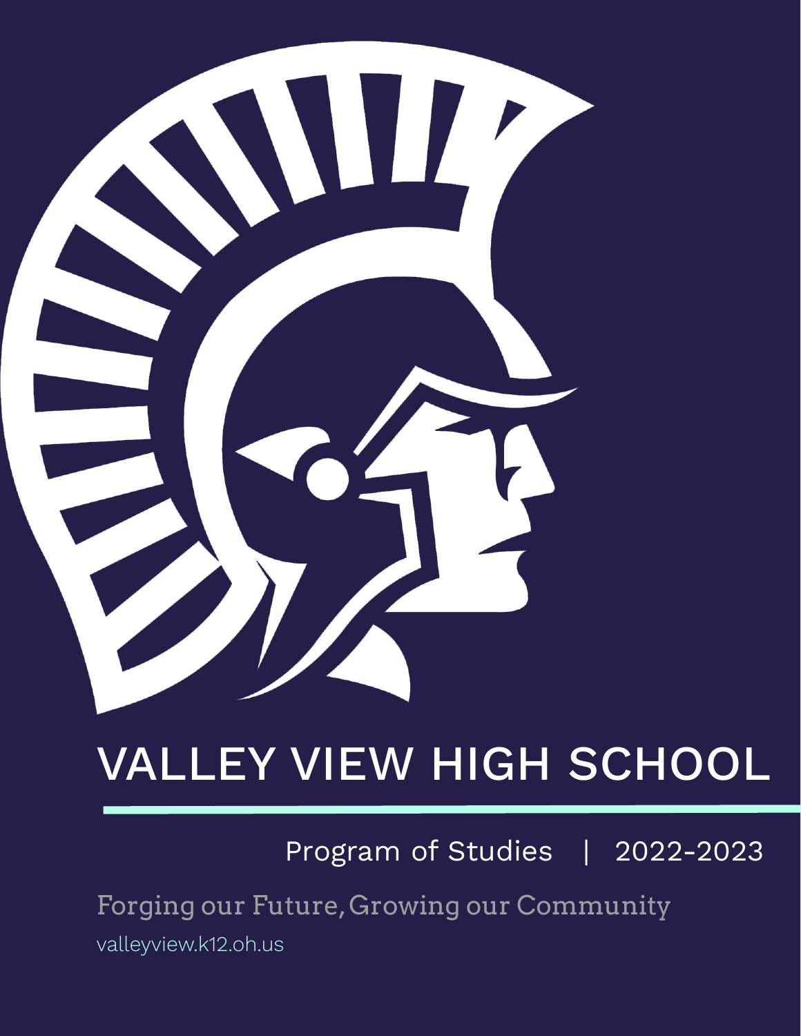# VALLEY VIEW HIGH SCHOOL

Program of Studies | 2022-2023

Forging our Future, Growing our Community

valleyview.k12.oh.us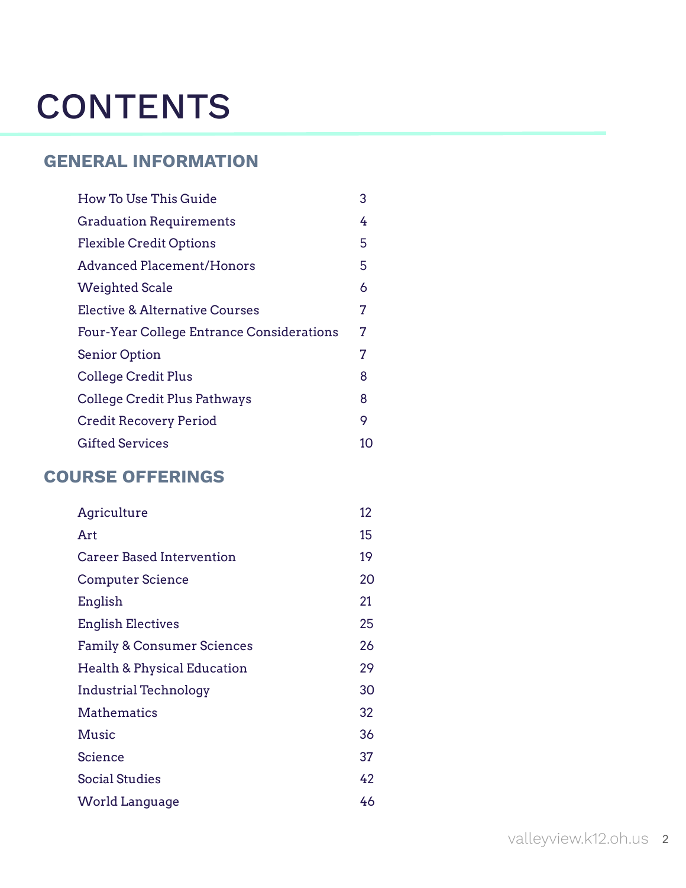# CONTENTS

## GENERAL INFORMATION

| | |
|---|---|
| How To Use This Guide | 3 |
| Graduation Requirements | 4 |
| Flexible Credit Options | 5 |
| Advanced Placement/Honors | 5 |
| Weighted Scale | 6 |
| Elective & Alternative Courses | 7 |
| Four-Year College Entrance Considerations | 7 |
| Senior Option | 7 |
| College Credit Plus | 8 |
| College Credit Plus Pathways | 8 |
| Credit Recovery Period | 9 |
| Gifted Services | 10 |

## COURSE OFFERINGS

| | |
|---|---|
| Agriculture | 12 |
| Art | 15 |
| Career Based Intervention | 19 |
| Computer Science | 20 |
| English | 21 |
| English Electives | 25 |
| Family & Consumer Sciences | 26 |
| Health & Physical Education | 29 |
| Industrial Technology | 30 |
| Mathematics | 32 |
| Music | 36 |
| Science | 37 |
| Social Studies | 42 |
| World Language | 46 |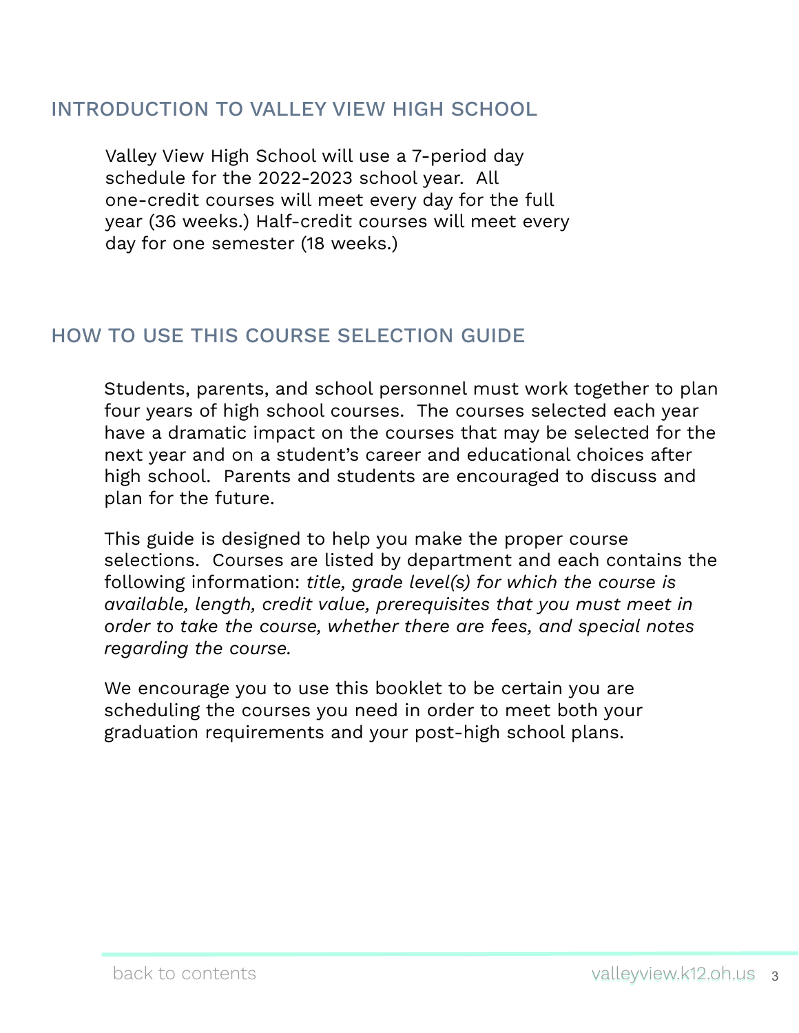## INTRODUCTION TO VALLEY VIEW HIGH SCHOOL

Valley View High School will use a 7-period day schedule for the 2022-2023 school year. All one-credit courses will meet every day for the full year (36 weeks.) Half-credit courses will meet every day for one semester (18 weeks.)

## HOW TO USE THIS COURSE SELECTION GUIDE

Students, parents, and school personnel must work together to plan four years of high school courses. The courses selected each year have a dramatic impact on the courses that may be selected for the next year and on a student's career and educational choices after high school. Parents and students are encouraged to discuss and plan for the future.

This guide is designed to help you make the proper course selections. Courses are listed by department and each contains the following information: *title, grade level(s) for which the course is available, length, credit value, prerequisites that you must meet in order to take the course, whether there are fees, and special notes regarding the course.*

We encourage you to use this booklet to be certain you are scheduling the courses you need in order to meet both your graduation requirements and your post-high school plans.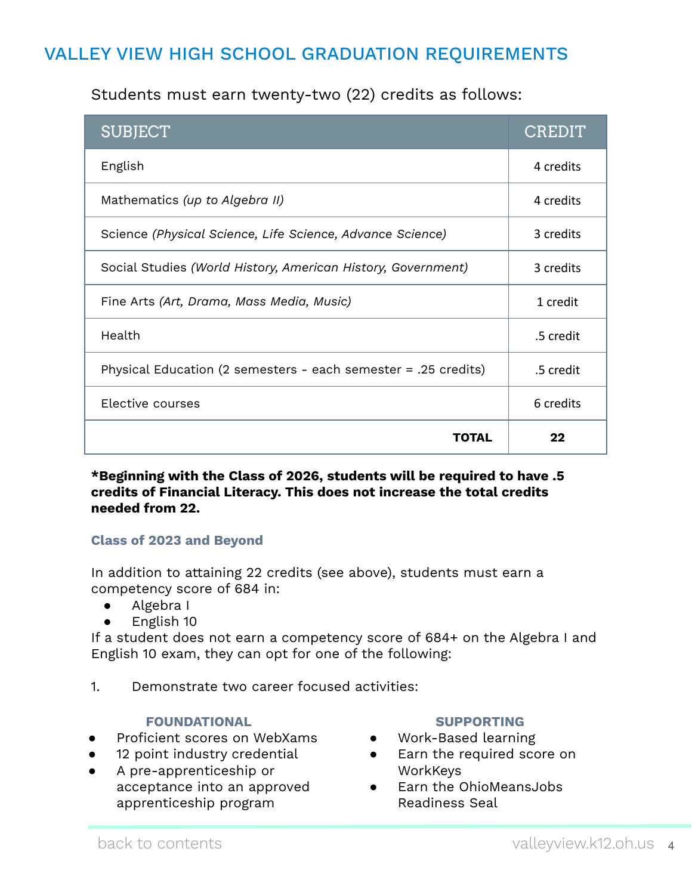# VALLEY VIEW HIGH SCHOOL GRADUATION REQUIREMENTS

Students must earn twenty-two (22) credits as follows:

| SUBJECT | CREDIT |
|---|---|
| English | 4 credits |
| Mathematics *(up to Algebra II)* | 4 credits |
| Science *(Physical Science, Life Science, Advance Science)* | 3 credits |
| Social Studies *(World History, American History, Government)* | 3 credits |
| Fine Arts *(Art, Drama, Mass Media, Music)* | 1 credit |
| Health | .5 credit |
| Physical Education (2 semesters - each semester = .25 credits) | .5 credit |
| Elective courses | 6 credits |
| **TOTAL** | **22** |

**\*Beginning with the Class of 2026, students will be required to have .5 credits of Financial Literacy. This does not increase the total credits needed from 22.**

### Class of 2023 and Beyond

In addition to attaining 22 credits (see above), students must earn a competency score of 684 in:

- Algebra I
- English 10

If a student does not earn a competency score of 684+ on the Algebra I and English 10 exam, they can opt for one of the following:

1. Demonstrate two career focused activities:

**FOUNDATIONAL**

- Proficient scores on WebXams
- 12 point industry credential
- A pre-apprenticeship or acceptance into an approved apprenticeship program

**SUPPORTING**

- Work-Based learning
- Earn the required score on WorkKeys
- Earn the OhioMeansJobs Readiness Seal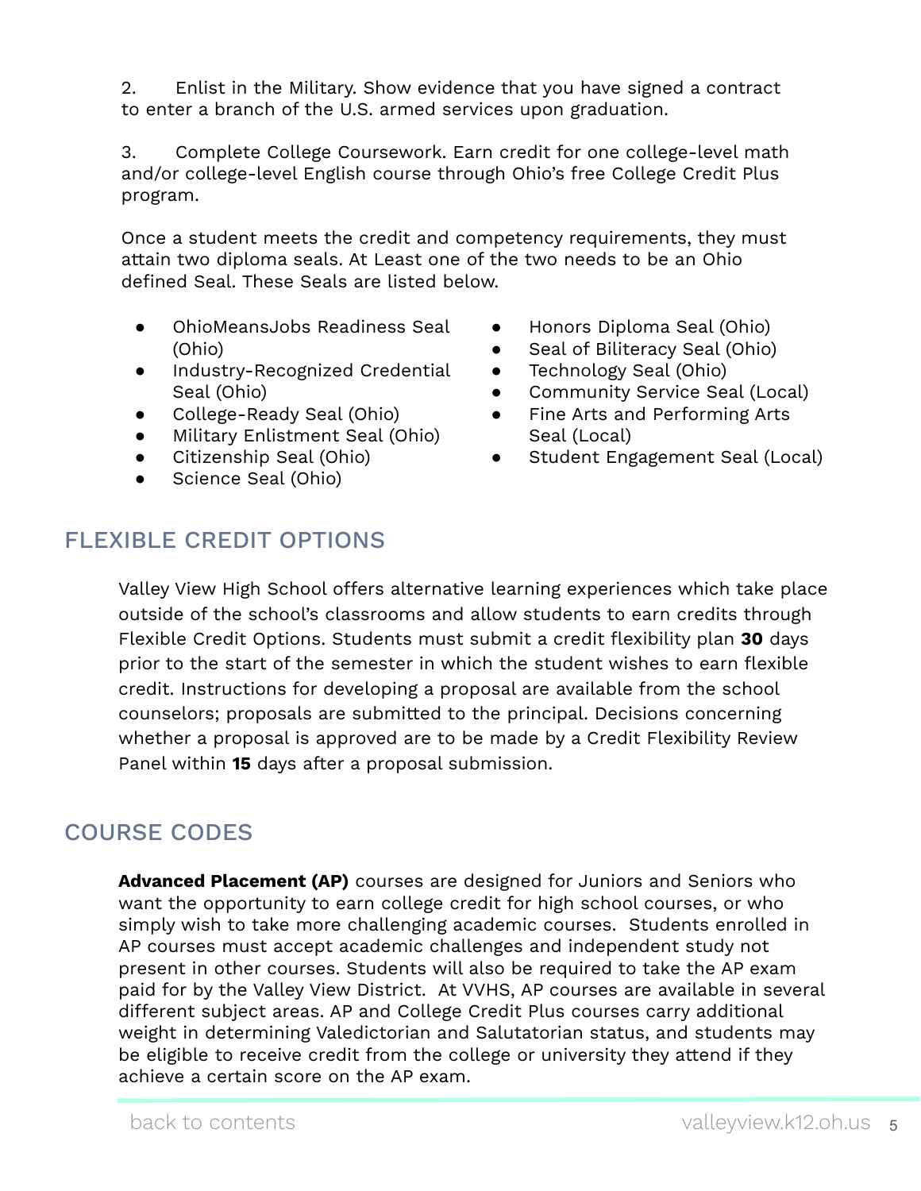2. Enlist in the Military. Show evidence that you have signed a contract to enter a branch of the U.S. armed services upon graduation.

3. Complete College Coursework. Earn credit for one college-level math and/or college-level English course through Ohio's free College Credit Plus program.

Once a student meets the credit and competency requirements, they must attain two diploma seals. At Least one of the two needs to be an Ohio defined Seal. These Seals are listed below.

- OhioMeansJobs Readiness Seal (Ohio)
- Industry-Recognized Credential Seal (Ohio)
- College-Ready Seal (Ohio)
- Military Enlistment Seal (Ohio)
- Citizenship Seal (Ohio)
- Science Seal (Ohio)
- Honors Diploma Seal (Ohio)
- Seal of Biliteracy Seal (Ohio)
- Technology Seal (Ohio)
- Community Service Seal (Local)
- Fine Arts and Performing Arts Seal (Local)
- Student Engagement Seal (Local)

## FLEXIBLE CREDIT OPTIONS

Valley View High School offers alternative learning experiences which take place outside of the school's classrooms and allow students to earn credits through Flexible Credit Options. Students must submit a credit flexibility plan **30** days prior to the start of the semester in which the student wishes to earn flexible credit. Instructions for developing a proposal are available from the school counselors; proposals are submitted to the principal. Decisions concerning whether a proposal is approved are to be made by a Credit Flexibility Review Panel within **15** days after a proposal submission.

## COURSE CODES

**Advanced Placement (AP)** courses are designed for Juniors and Seniors who want the opportunity to earn college credit for high school courses, or who simply wish to take more challenging academic courses. Students enrolled in AP courses must accept academic challenges and independent study not present in other courses. Students will also be required to take the AP exam paid for by the Valley View District. At VVHS, AP courses are available in several different subject areas. AP and College Credit Plus courses carry additional weight in determining Valedictorian and Salutatorian status, and students may be eligible to receive credit from the college or university they attend if they achieve a certain score on the AP exam.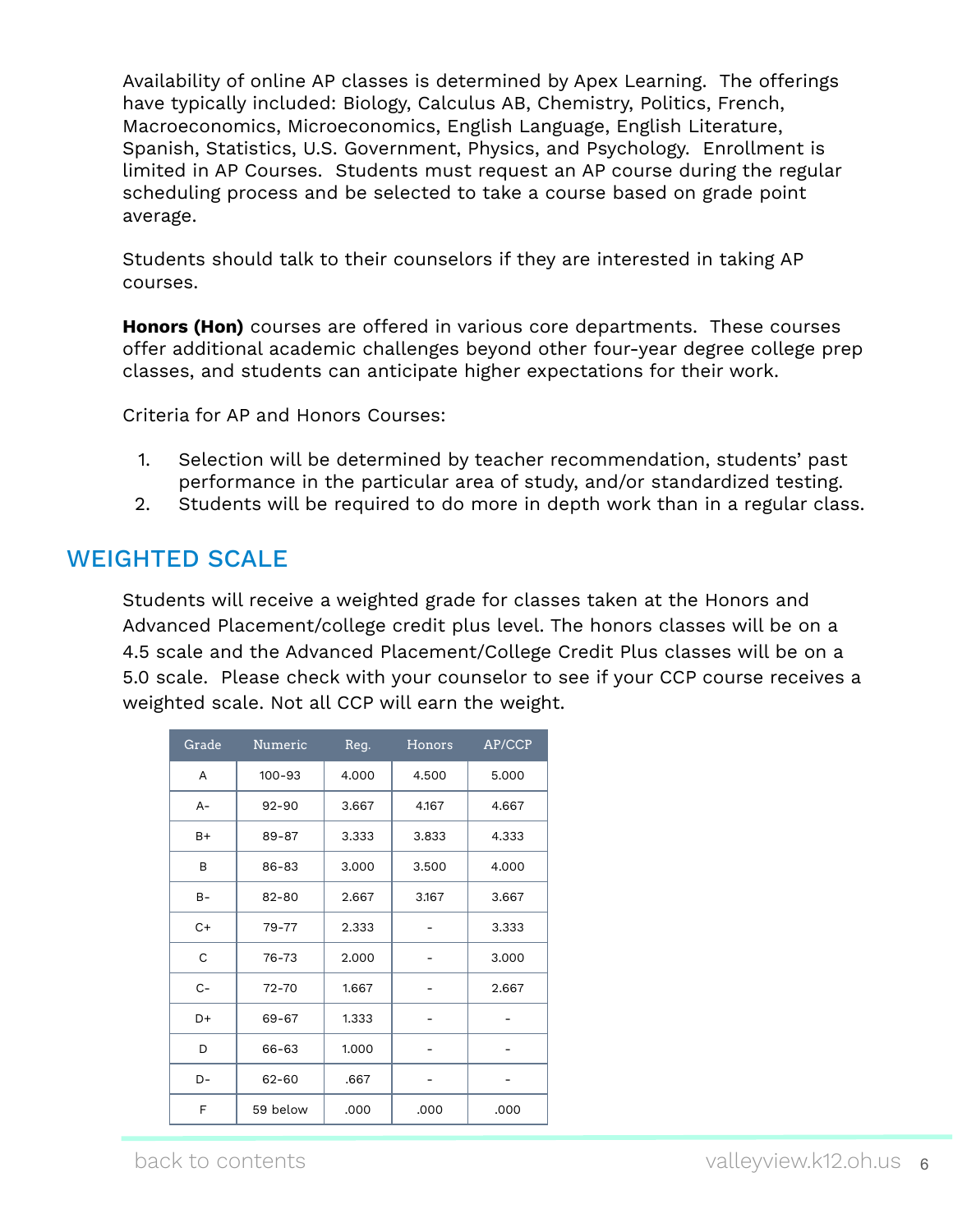Availability of online AP classes is determined by Apex Learning. The offerings have typically included: Biology, Calculus AB, Chemistry, Politics, French, Macroeconomics, Microeconomics, English Language, English Literature, Spanish, Statistics, U.S. Government, Physics, and Psychology. Enrollment is limited in AP Courses. Students must request an AP course during the regular scheduling process and be selected to take a course based on grade point average.

Students should talk to their counselors if they are interested in taking AP courses.

**Honors (Hon)** courses are offered in various core departments. These courses offer additional academic challenges beyond other four-year degree college prep classes, and students can anticipate higher expectations for their work.

Criteria for AP and Honors Courses:

1. Selection will be determined by teacher recommendation, students' past performance in the particular area of study, and/or standardized testing.
2. Students will be required to do more in depth work than in a regular class.

## WEIGHTED SCALE

Students will receive a weighted grade for classes taken at the Honors and Advanced Placement/college credit plus level. The honors classes will be on a 4.5 scale and the Advanced Placement/College Credit Plus classes will be on a 5.0 scale. Please check with your counselor to see if your CCP course receives a weighted scale. Not all CCP will earn the weight.

| Grade | Numeric | Reg. | Honors | AP/CCP |
|---|---|---|---|---|
| A | 100-93 | 4.000 | 4.500 | 5.000 |
| A- | 92-90 | 3.667 | 4.167 | 4.667 |
| B+ | 89-87 | 3.333 | 3.833 | 4.333 |
| B | 86-83 | 3.000 | 3.500 | 4.000 |
| B- | 82-80 | 2.667 | 3.167 | 3.667 |
| C+ | 79-77 | 2.333 | - | 3.333 |
| C | 76-73 | 2.000 | - | 3.000 |
| C- | 72-70 | 1.667 | - | 2.667 |
| D+ | 69-67 | 1.333 | - | - |
| D | 66-63 | 1.000 | - | - |
| D- | 62-60 | .667 | - | - |
| F | 59 below | .000 | .000 | .000 |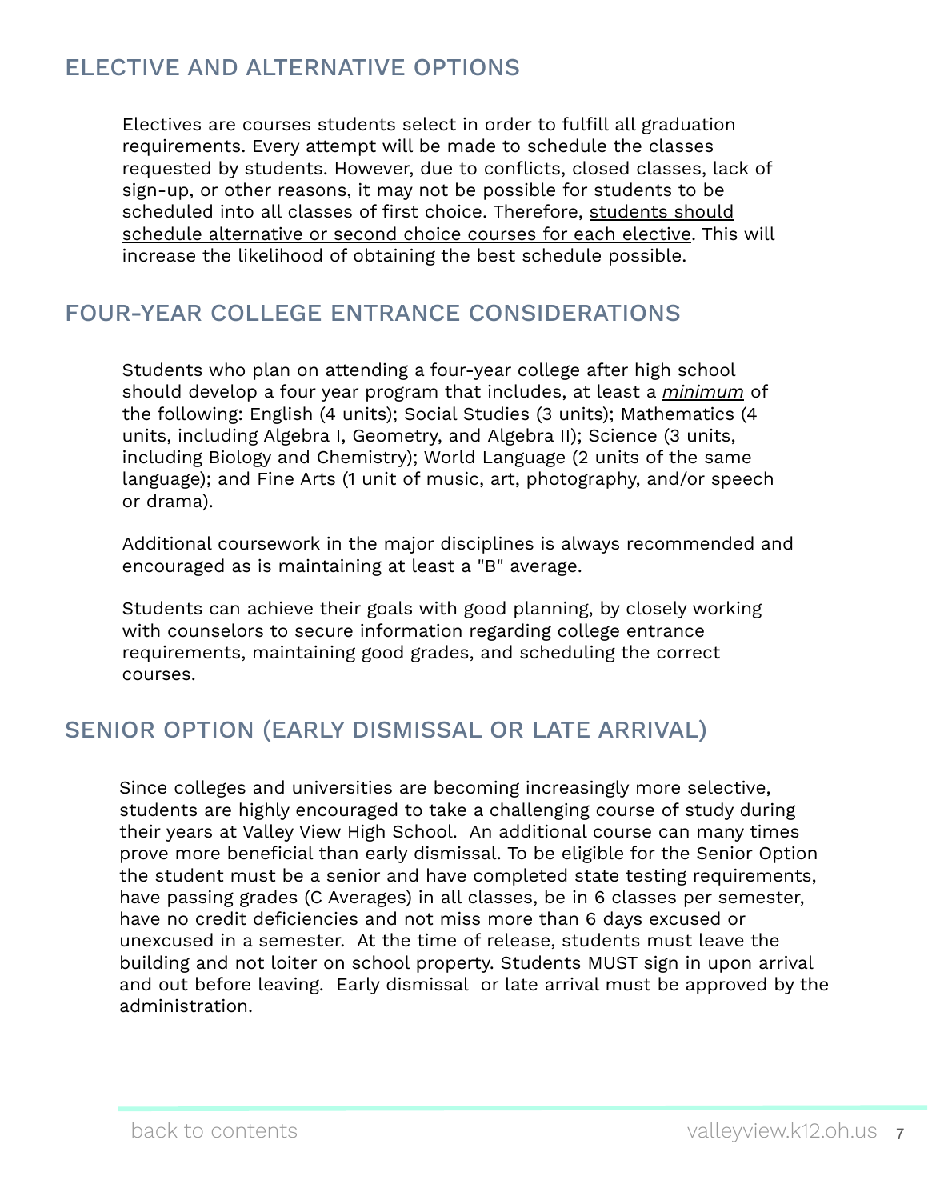## ELECTIVE AND ALTERNATIVE OPTIONS

Electives are courses students select in order to fulfill all graduation requirements. Every attempt will be made to schedule the classes requested by students. However, due to conflicts, closed classes, lack of sign-up, or other reasons, it may not be possible for students to be scheduled into all classes of first choice. Therefore, <u>students should schedule alternative or second choice courses for each elective</u>. This will increase the likelihood of obtaining the best schedule possible.

## FOUR-YEAR COLLEGE ENTRANCE CONSIDERATIONS

Students who plan on attending a four-year college after high school should develop a four year program that includes, at least a <u>*minimum*</u> of the following: English (4 units); Social Studies (3 units); Mathematics (4 units, including Algebra I, Geometry, and Algebra II); Science (3 units, including Biology and Chemistry); World Language (2 units of the same language); and Fine Arts (1 unit of music, art, photography, and/or speech or drama).

Additional coursework in the major disciplines is always recommended and encouraged as is maintaining at least a "B" average.

Students can achieve their goals with good planning, by closely working with counselors to secure information regarding college entrance requirements, maintaining good grades, and scheduling the correct courses.

## SENIOR OPTION (EARLY DISMISSAL OR LATE ARRIVAL)

Since colleges and universities are becoming increasingly more selective, students are highly encouraged to take a challenging course of study during their years at Valley View High School. An additional course can many times prove more beneficial than early dismissal. To be eligible for the Senior Option the student must be a senior and have completed state testing requirements, have passing grades (C Averages) in all classes, be in 6 classes per semester, have no credit deficiencies and not miss more than 6 days excused or unexcused in a semester. At the time of release, students must leave the building and not loiter on school property. Students MUST sign in upon arrival and out before leaving. Early dismissal or late arrival must be approved by the administration.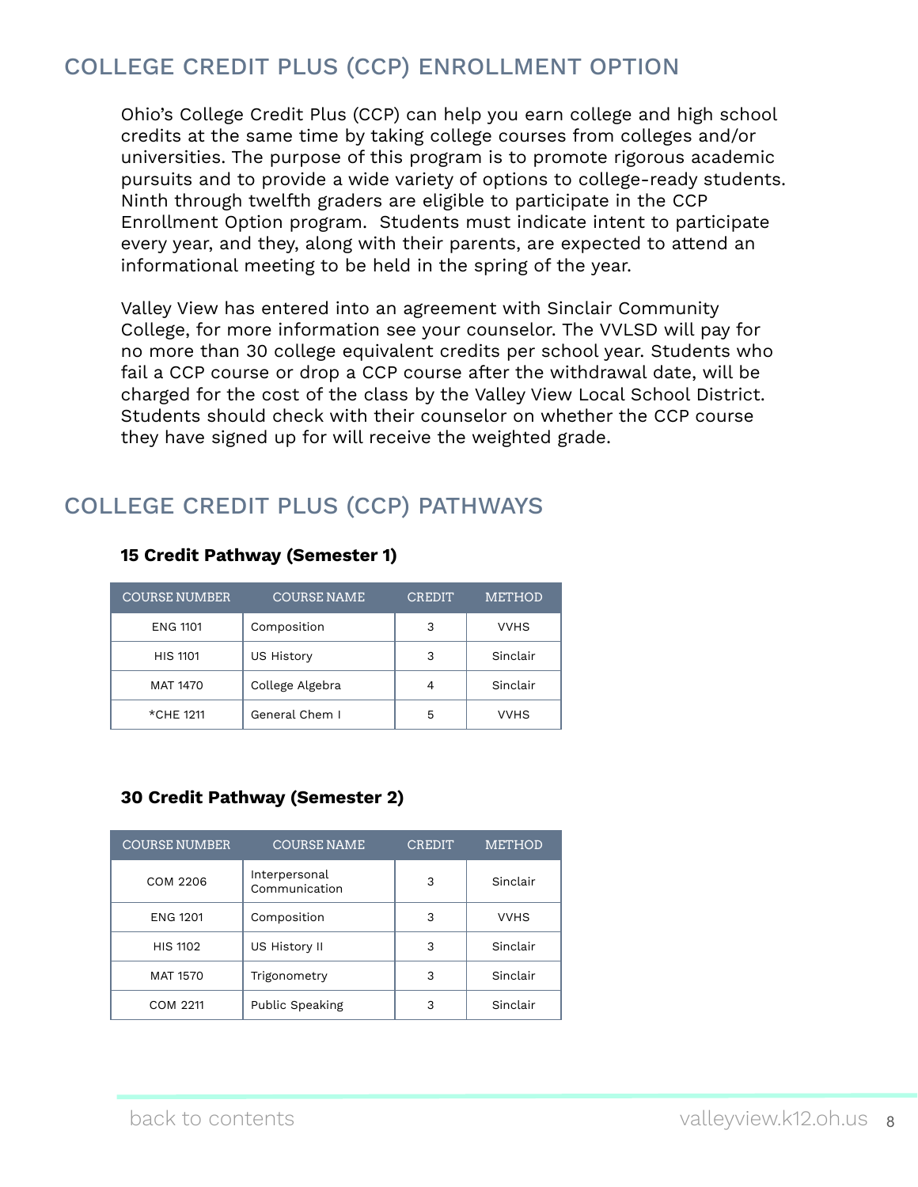## COLLEGE CREDIT PLUS (CCP) ENROLLMENT OPTION

Ohio's College Credit Plus (CCP) can help you earn college and high school credits at the same time by taking college courses from colleges and/or universities. The purpose of this program is to promote rigorous academic pursuits and to provide a wide variety of options to college-ready students. Ninth through twelfth graders are eligible to participate in the CCP Enrollment Option program. Students must indicate intent to participate every year, and they, along with their parents, are expected to attend an informational meeting to be held in the spring of the year.

Valley View has entered into an agreement with Sinclair Community College, for more information see your counselor. The VVLSD will pay for no more than 30 college equivalent credits per school year. Students who fail a CCP course or drop a CCP course after the withdrawal date, will be charged for the cost of the class by the Valley View Local School District. Students should check with their counselor on whether the CCP course they have signed up for will receive the weighted grade.

## COLLEGE CREDIT PLUS (CCP) PATHWAYS

**15 Credit Pathway (Semester 1)**

| COURSE NUMBER | COURSE NAME | CREDIT | METHOD |
|---|---|---|---|
| ENG 1101 | Composition | 3 | VVHS |
| HIS 1101 | US History | 3 | Sinclair |
| MAT 1470 | College Algebra | 4 | Sinclair |
| *CHE 1211 | General Chem I | 5 | VVHS |

**30 Credit Pathway (Semester 2)**

| COURSE NUMBER | COURSE NAME | CREDIT | METHOD |
|---|---|---|---|
| COM 2206 | Interpersonal Communication | 3 | Sinclair |
| ENG 1201 | Composition | 3 | VVHS |
| HIS 1102 | US History II | 3 | Sinclair |
| MAT 1570 | Trigonometry | 3 | Sinclair |
| COM 2211 | Public Speaking | 3 | Sinclair |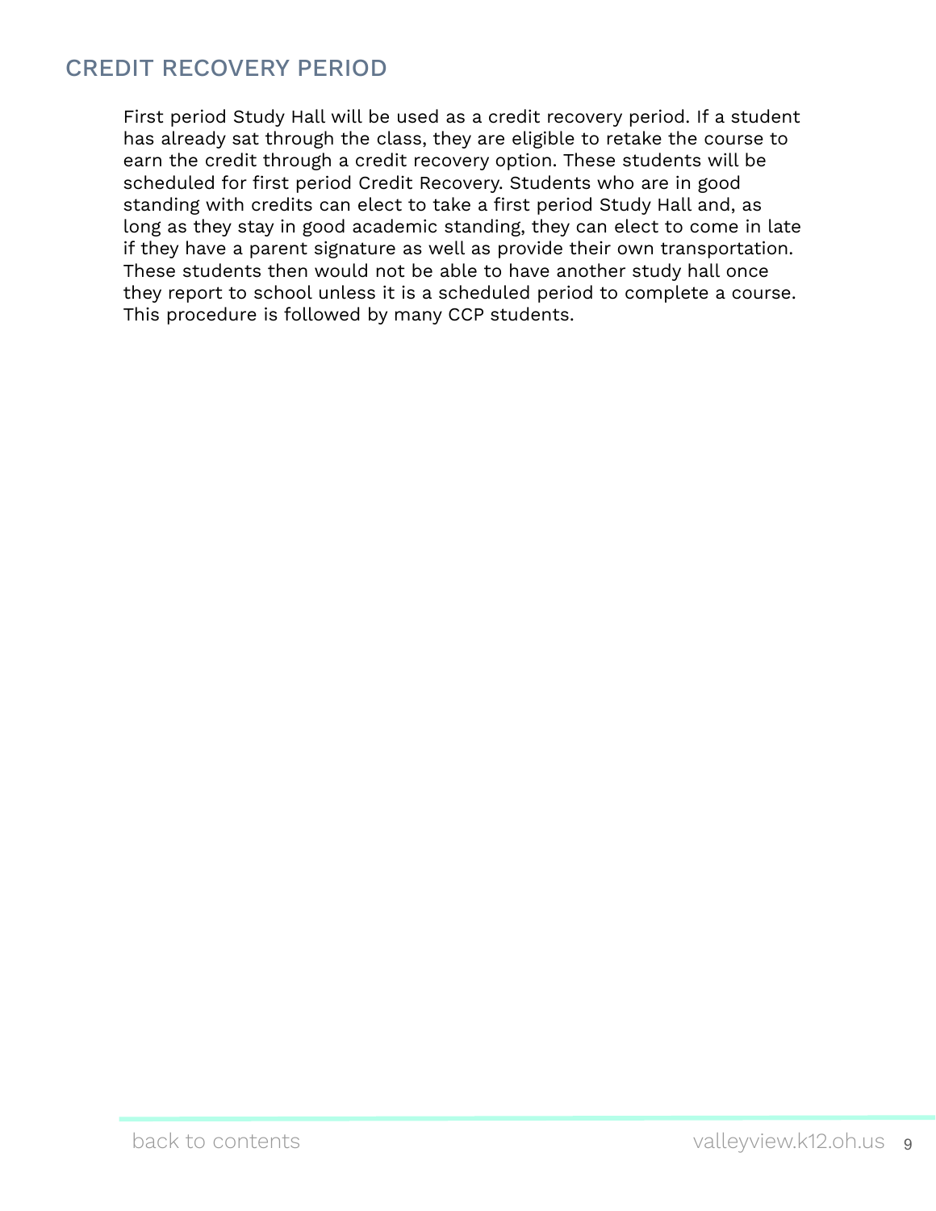## CREDIT RECOVERY PERIOD

First period Study Hall will be used as a credit recovery period. If a student has already sat through the class, they are eligible to retake the course to earn the credit through a credit recovery option. These students will be scheduled for first period Credit Recovery. Students who are in good standing with credits can elect to take a first period Study Hall and, as long as they stay in good academic standing, they can elect to come in late if they have a parent signature as well as provide their own transportation. These students then would not be able to have another study hall once they report to school unless it is a scheduled period to complete a course. This procedure is followed by many CCP students.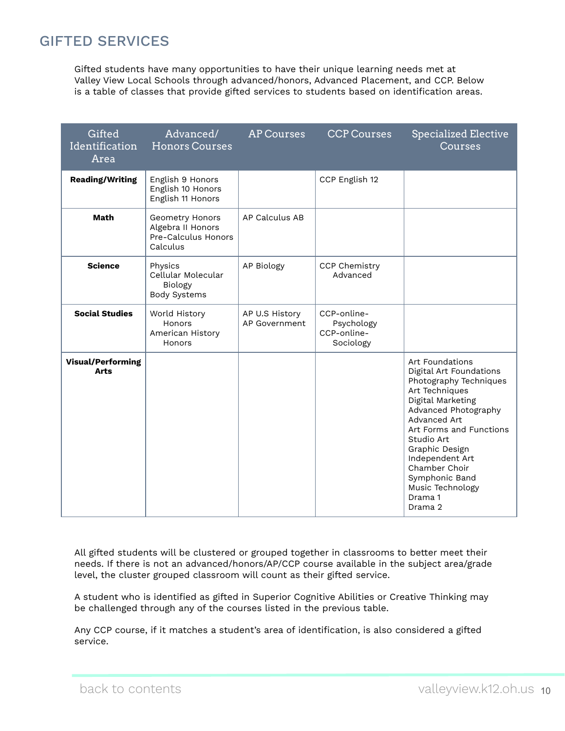## GIFTED SERVICES

Gifted students have many opportunities to have their unique learning needs met at Valley View Local Schools through advanced/honors, Advanced Placement, and CCP. Below is a table of classes that provide gifted services to students based on identification areas.

| Gifted Identification Area | Advanced/ Honors Courses | AP Courses | CCP Courses | Specialized Elective Courses |
|---|---|---|---|---|
| **Reading/Writing** | English 9 Honors<br>English 10 Honors<br>English 11 Honors | | CCP English 12 | |
| **Math** | Geometry Honors<br>Algebra II Honors<br>Pre-Calculus Honors<br>Calculus | AP Calculus AB | | |
| **Science** | Physics<br>Cellular Molecular Biology<br>Body Systems | AP Biology | CCP Chemistry Advanced | |
| **Social Studies** | World History Honors<br>American History Honors | AP U.S History<br>AP Government | CCP-online-Psychology<br>CCP-online-Sociology | |
| **Visual/Performing Arts** | | | | Art Foundations<br>Digital Art Foundations<br>Photography Techniques<br>Art Techniques<br>Digital Marketing<br>Advanced Photography<br>Advanced Art<br>Art Forms and Functions<br>Studio Art<br>Graphic Design<br>Independent Art<br>Chamber Choir<br>Symphonic Band<br>Music Technology<br>Drama 1<br>Drama 2 |

All gifted students will be clustered or grouped together in classrooms to better meet their needs. If there is not an advanced/honors/AP/CCP course available in the subject area/grade level, the cluster grouped classroom will count as their gifted service.

A student who is identified as gifted in Superior Cognitive Abilities or Creative Thinking may be challenged through any of the courses listed in the previous table.

Any CCP course, if it matches a student's area of identification, is also considered a gifted service.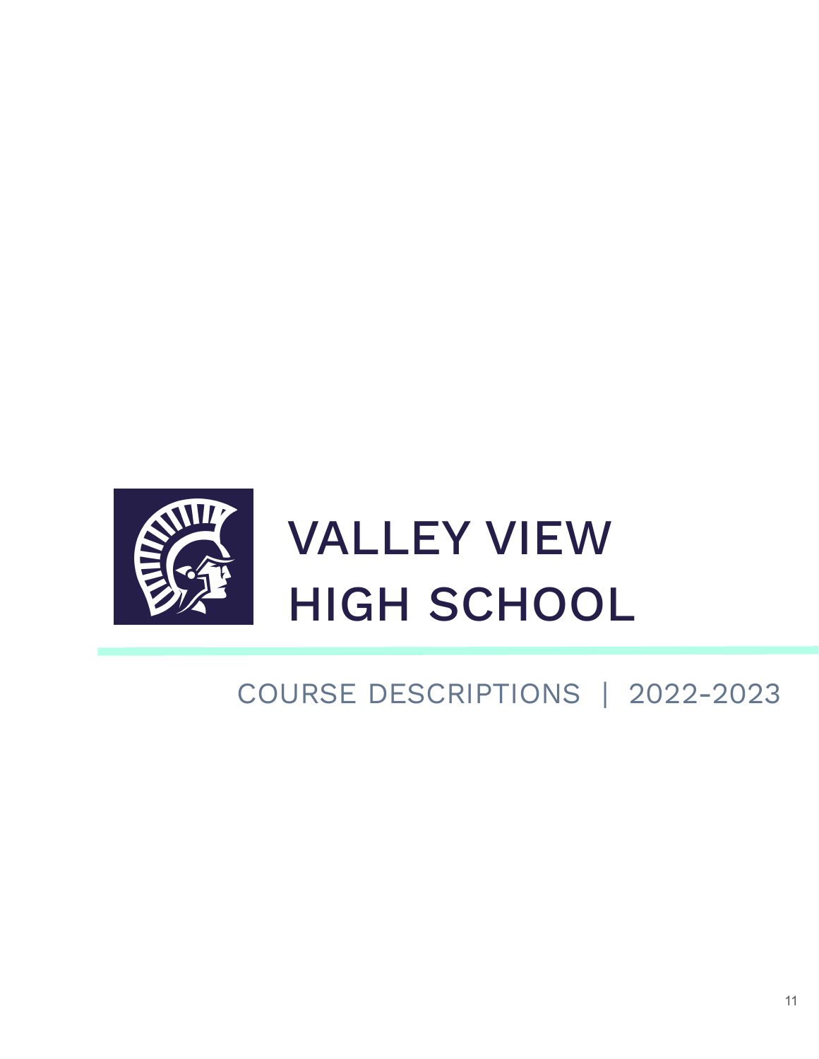# VALLEY VIEW HIGH SCHOOL

COURSE DESCRIPTIONS | 2022-2023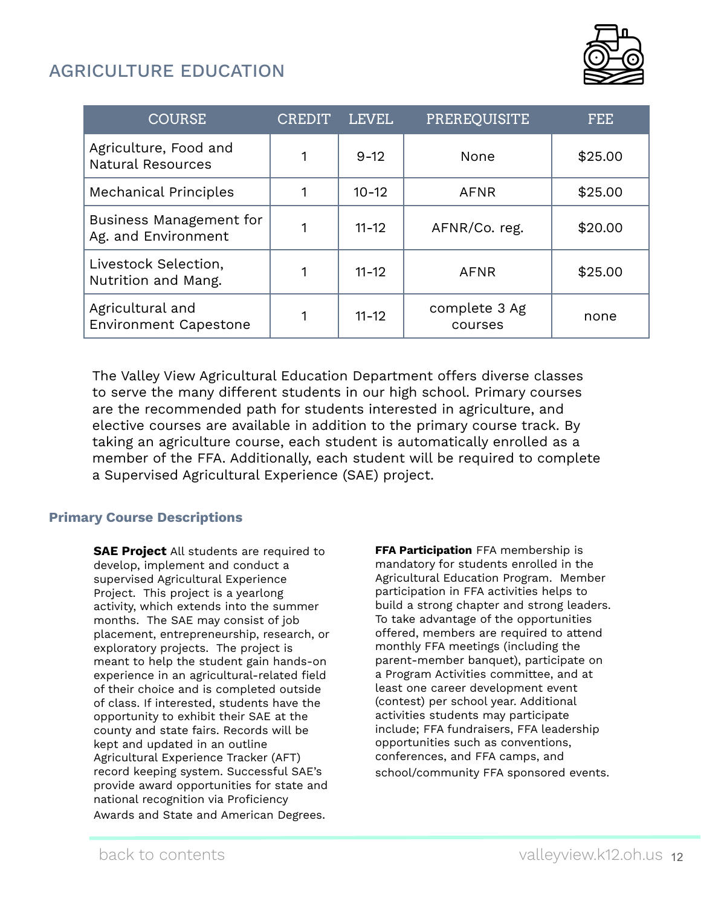## AGRICULTURE EDUCATION

| COURSE | CREDIT | LEVEL | PREREQUISITE | FEE |
|---|---|---|---|---|
| Agriculture, Food and Natural Resources | 1 | 9-12 | None | $25.00 |
| Mechanical Principles | 1 | 10-12 | AFNR | $25.00 |
| Business Management for Ag. and Environment | 1 | 11-12 | AFNR/Co. reg. | $20.00 |
| Livestock Selection, Nutrition and Mang. | 1 | 11-12 | AFNR | $25.00 |
| Agricultural and Environment Capestone | 1 | 11-12 | complete 3 Ag courses | none |

The Valley View Agricultural Education Department offers diverse classes to serve the many different students in our high school. Primary courses are the recommended path for students interested in agriculture, and elective courses are available in addition to the primary course track. By taking an agriculture course, each student is automatically enrolled as a member of the FFA. Additionally, each student will be required to complete a Supervised Agricultural Experience (SAE) project.

### Primary Course Descriptions

**SAE Project** All students are required to develop, implement and conduct a supervised Agricultural Experience Project. This project is a yearlong activity, which extends into the summer months. The SAE may consist of job placement, entrepreneurship, research, or exploratory projects. The project is meant to help the student gain hands-on experience in an agricultural-related field of their choice and is completed outside of class. If interested, students have the opportunity to exhibit their SAE at the county and state fairs. Records will be kept and updated in an outline Agricultural Experience Tracker (AFT) record keeping system. Successful SAE's provide award opportunities for state and national recognition via Proficiency Awards and State and American Degrees.

**FFA Participation** FFA membership is mandatory for students enrolled in the Agricultural Education Program. Member participation in FFA activities helps to build a strong chapter and strong leaders. To take advantage of the opportunities offered, members are required to attend monthly FFA meetings (including the parent-member banquet), participate on a Program Activities committee, and at least one career development event (contest) per school year. Additional activities students may participate include; FFA fundraisers, FFA leadership opportunities such as conventions, conferences, and FFA camps, and school/community FFA sponsored events.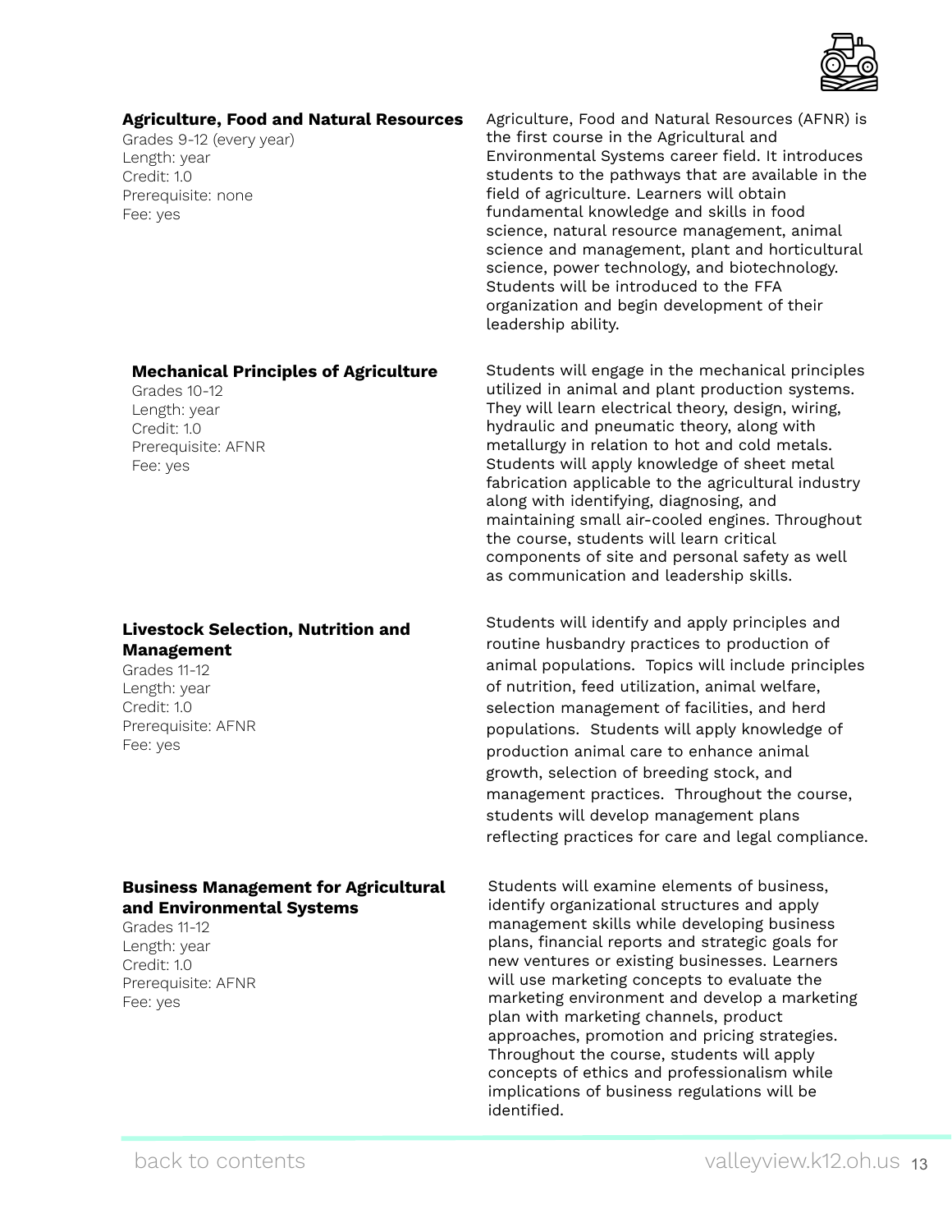### Agriculture, Food and Natural Resources

Grades 9-12 (every year)
Length: year
Credit: 1.0
Prerequisite: none
Fee: yes

Agriculture, Food and Natural Resources (AFNR) is the first course in the Agricultural and Environmental Systems career field. It introduces students to the pathways that are available in the field of agriculture. Learners will obtain fundamental knowledge and skills in food science, natural resource management, animal science and management, plant and horticultural science, power technology, and biotechnology. Students will be introduced to the FFA organization and begin development of their leadership ability.

### Mechanical Principles of Agriculture

Grades 10-12
Length: year
Credit: 1.0
Prerequisite: AFNR
Fee: yes

Students will engage in the mechanical principles utilized in animal and plant production systems. They will learn electrical theory, design, wiring, hydraulic and pneumatic theory, along with metallurgy in relation to hot and cold metals. Students will apply knowledge of sheet metal fabrication applicable to the agricultural industry along with identifying, diagnosing, and maintaining small air-cooled engines. Throughout the course, students will learn critical components of site and personal safety as well as communication and leadership skills.

### Livestock Selection, Nutrition and Management

Grades 11-12
Length: year
Credit: 1.0
Prerequisite: AFNR
Fee: yes

Students will identify and apply principles and routine husbandry practices to production of animal populations. Topics will include principles of nutrition, feed utilization, animal welfare, selection management of facilities, and herd populations. Students will apply knowledge of production animal care to enhance animal growth, selection of breeding stock, and management practices. Throughout the course, students will develop management plans reflecting practices for care and legal compliance.

### Business Management for Agricultural and Environmental Systems

Grades 11-12
Length: year
Credit: 1.0
Prerequisite: AFNR
Fee: yes

Students will examine elements of business, identify organizational structures and apply management skills while developing business plans, financial reports and strategic goals for new ventures or existing businesses. Learners will use marketing concepts to evaluate the marketing environment and develop a marketing plan with marketing channels, product approaches, promotion and pricing strategies. Throughout the course, students will apply concepts of ethics and professionalism while implications of business regulations will be identified.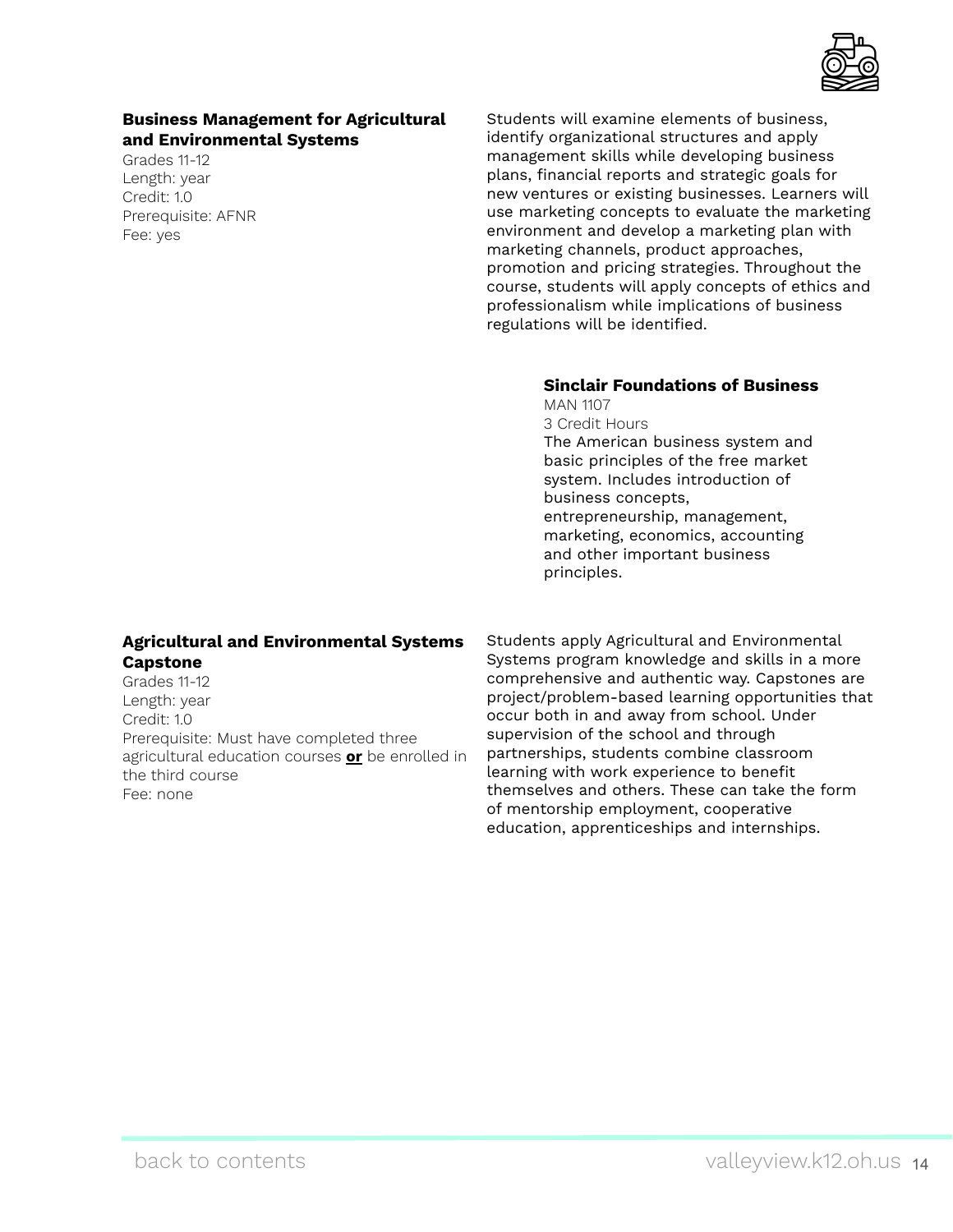**Business Management for Agricultural and Environmental Systems**
Grades 11-12
Length: year
Credit: 1.0
Prerequisite: AFNR
Fee: yes

Students will examine elements of business, identify organizational structures and apply management skills while developing business plans, financial reports and strategic goals for new ventures or existing businesses. Learners will use marketing concepts to evaluate the marketing environment and develop a marketing plan with marketing channels, product approaches, promotion and pricing strategies. Throughout the course, students will apply concepts of ethics and professionalism while implications of business regulations will be identified.

**Sinclair Foundations of Business**
MAN 1107
3 Credit Hours
The American business system and basic principles of the free market system. Includes introduction of business concepts, entrepreneurship, management, marketing, economics, accounting and other important business principles.

**Agricultural and Environmental Systems Capstone**
Grades 11-12
Length: year
Credit: 1.0
Prerequisite: Must have completed three agricultural education courses **or** be enrolled in the third course
Fee: none

Students apply Agricultural and Environmental Systems program knowledge and skills in a more comprehensive and authentic way. Capstones are project/problem-based learning opportunities that occur both in and away from school. Under supervision of the school and through partnerships, students combine classroom learning with work experience to benefit themselves and others. These can take the form of mentorship employment, cooperative education, apprenticeships and internships.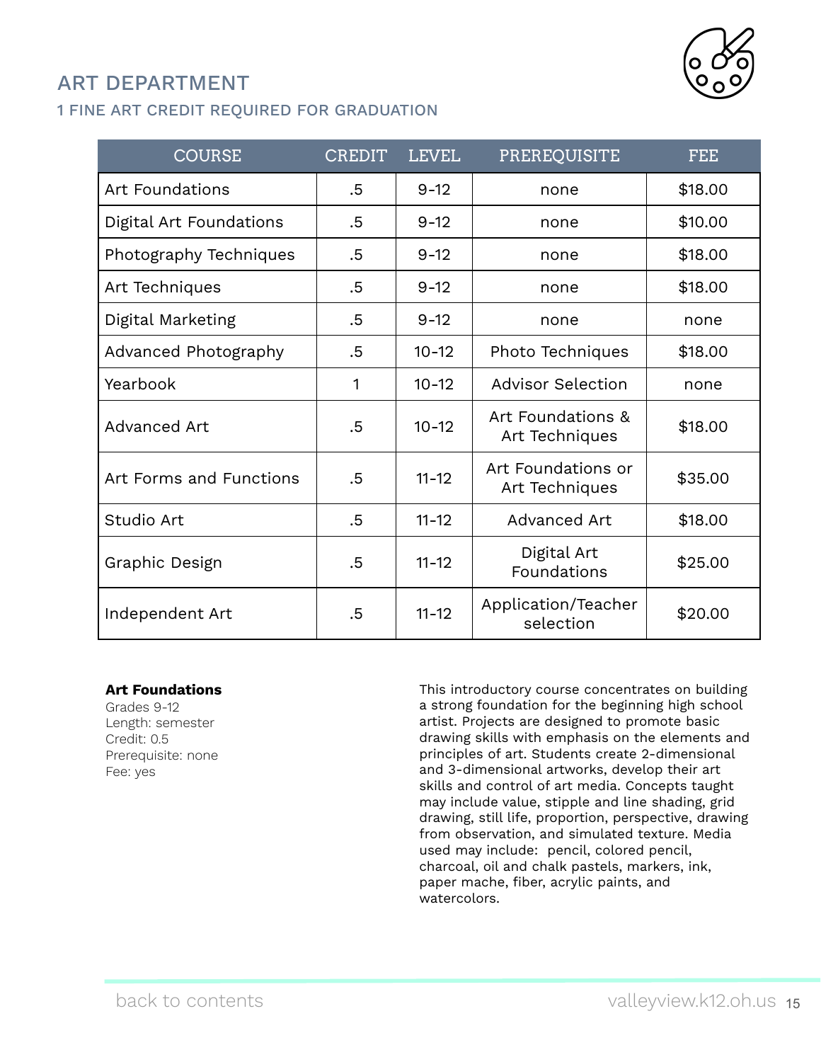# ART DEPARTMENT

## 1 FINE ART CREDIT REQUIRED FOR GRADUATION

| COURSE | CREDIT | LEVEL | PREREQUISITE | FEE |
|---|---|---|---|---|
| Art Foundations | .5 | 9-12 | none | $18.00 |
| Digital Art Foundations | .5 | 9-12 | none | $10.00 |
| Photography Techniques | .5 | 9-12 | none | $18.00 |
| Art Techniques | .5 | 9-12 | none | $18.00 |
| Digital Marketing | .5 | 9-12 | none | none |
| Advanced Photography | .5 | 10-12 | Photo Techniques | $18.00 |
| Yearbook | 1 | 10-12 | Advisor Selection | none |
| Advanced Art | .5 | 10-12 | Art Foundations & Art Techniques | $18.00 |
| Art Forms and Functions | .5 | 11-12 | Art Foundations or Art Techniques | $35.00 |
| Studio Art | .5 | 11-12 | Advanced Art | $18.00 |
| Graphic Design | .5 | 11-12 | Digital Art Foundations | $25.00 |
| Independent Art | .5 | 11-12 | Application/Teacher selection | $20.00 |

**Art Foundations**
Grades 9-12
Length: semester
Credit: 0.5
Prerequisite: none
Fee: yes

This introductory course concentrates on building a strong foundation for the beginning high school artist. Projects are designed to promote basic drawing skills with emphasis on the elements and principles of art. Students create 2-dimensional and 3-dimensional artworks, develop their art skills and control of art media. Concepts taught may include value, stipple and line shading, grid drawing, still life, proportion, perspective, drawing from observation, and simulated texture. Media used may include: pencil, colored pencil, charcoal, oil and chalk pastels, markers, ink, paper mache, fiber, acrylic paints, and watercolors.

back to contents

valleyview.k12.oh.us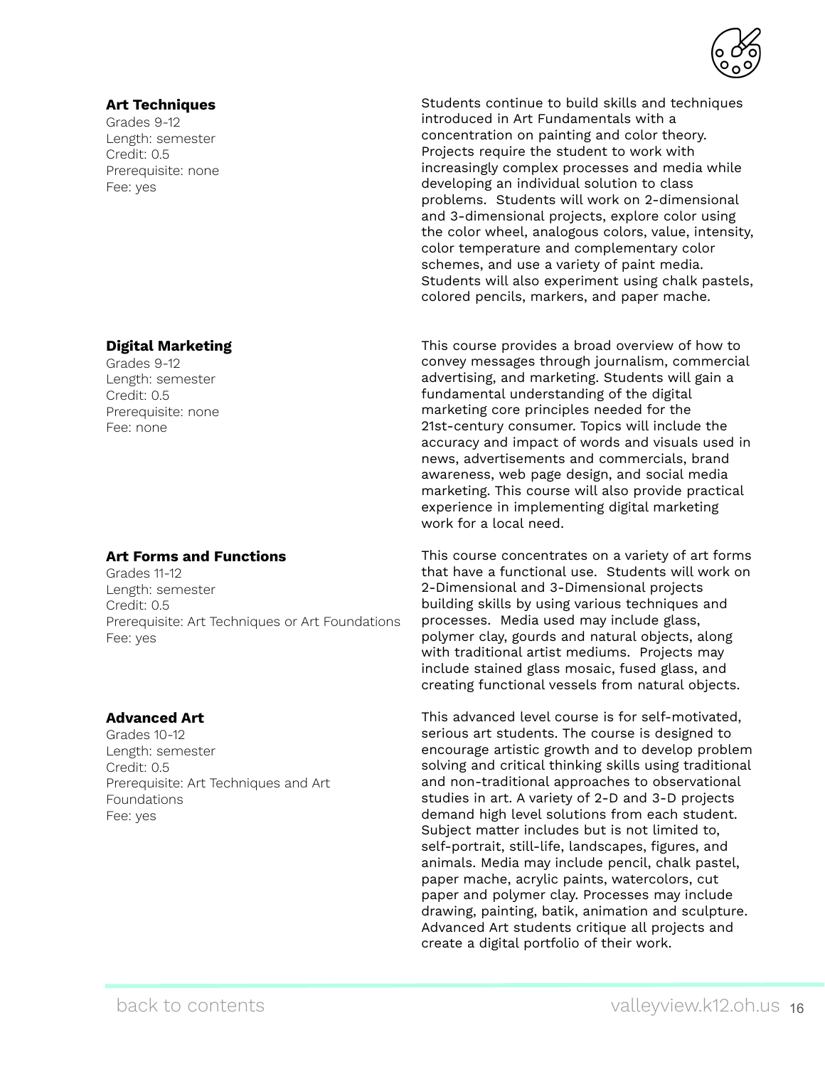### Art Techniques

Grades 9-12
Length: semester
Credit: 0.5
Prerequisite: none
Fee: yes

Students continue to build skills and techniques introduced in Art Fundamentals with a concentration on painting and color theory. Projects require the student to work with increasingly complex processes and media while developing an individual solution to class problems. Students will work on 2-dimensional and 3-dimensional projects, explore color using the color wheel, analogous colors, value, intensity, color temperature and complementary color schemes, and use a variety of paint media. Students will also experiment using chalk pastels, colored pencils, markers, and paper mache.

### Digital Marketing

Grades 9-12
Length: semester
Credit: 0.5
Prerequisite: none
Fee: none

This course provides a broad overview of how to convey messages through journalism, commercial advertising, and marketing. Students will gain a fundamental understanding of the digital marketing core principles needed for the 21st-century consumer. Topics will include the accuracy and impact of words and visuals used in news, advertisements and commercials, brand awareness, web page design, and social media marketing. This course will also provide practical experience in implementing digital marketing work for a local need.

### Art Forms and Functions

Grades 11-12
Length: semester
Credit: 0.5
Prerequisite: Art Techniques or Art Foundations
Fee: yes

This course concentrates on a variety of art forms that have a functional use. Students will work on 2-Dimensional and 3-Dimensional projects building skills by using various techniques and processes. Media used may include glass, polymer clay, gourds and natural objects, along with traditional artist mediums. Projects may include stained glass mosaic, fused glass, and creating functional vessels from natural objects.

### Advanced Art

Grades 10-12
Length: semester
Credit: 0.5
Prerequisite: Art Techniques and Art Foundations
Fee: yes

This advanced level course is for self-motivated, serious art students. The course is designed to encourage artistic growth and to develop problem solving and critical thinking skills using traditional and non-traditional approaches to observational studies in art. A variety of 2-D and 3-D projects demand high level solutions from each student. Subject matter includes but is not limited to, self-portrait, still-life, landscapes, figures, and animals. Media may include pencil, chalk pastel, paper mache, acrylic paints, watercolors, cut paper and polymer clay. Processes may include drawing, painting, batik, animation and sculpture. Advanced Art students critique all projects and create a digital portfolio of their work.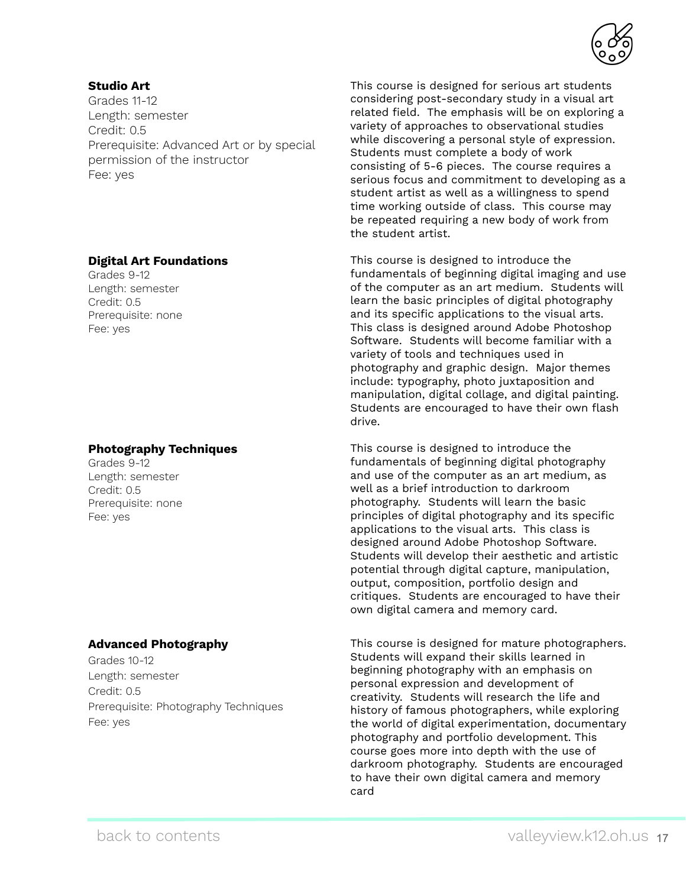### Studio Art

Grades 11-12
Length: semester
Credit: 0.5
Prerequisite: Advanced Art or by special permission of the instructor
Fee: yes

This course is designed for serious art students considering post-secondary study in a visual art related field. The emphasis will be on exploring a variety of approaches to observational studies while discovering a personal style of expression. Students must complete a body of work consisting of 5-6 pieces. The course requires a serious focus and commitment to developing as a student artist as well as a willingness to spend time working outside of class. This course may be repeated requiring a new body of work from the student artist.

### Digital Art Foundations

Grades 9-12
Length: semester
Credit: 0.5
Prerequisite: none
Fee: yes

This course is designed to introduce the fundamentals of beginning digital imaging and use of the computer as an art medium. Students will learn the basic principles of digital photography and its specific applications to the visual arts. This class is designed around Adobe Photoshop Software. Students will become familiar with a variety of tools and techniques used in photography and graphic design. Major themes include: typography, photo juxtaposition and manipulation, digital collage, and digital painting. Students are encouraged to have their own flash drive.

### Photography Techniques

Grades 9-12
Length: semester
Credit: 0.5
Prerequisite: none
Fee: yes

This course is designed to introduce the fundamentals of beginning digital photography and use of the computer as an art medium, as well as a brief introduction to darkroom photography. Students will learn the basic principles of digital photography and its specific applications to the visual arts. This class is designed around Adobe Photoshop Software. Students will develop their aesthetic and artistic potential through digital capture, manipulation, output, composition, portfolio design and critiques. Students are encouraged to have their own digital camera and memory card.

### Advanced Photography

Grades 10-12
Length: semester
Credit: 0.5
Prerequisite: Photography Techniques
Fee: yes

This course is designed for mature photographers. Students will expand their skills learned in beginning photography with an emphasis on personal expression and development of creativity. Students will research the life and history of famous photographers, while exploring the world of digital experimentation, documentary photography and portfolio development. This course goes more into depth with the use of darkroom photography. Students are encouraged to have their own digital camera and memory card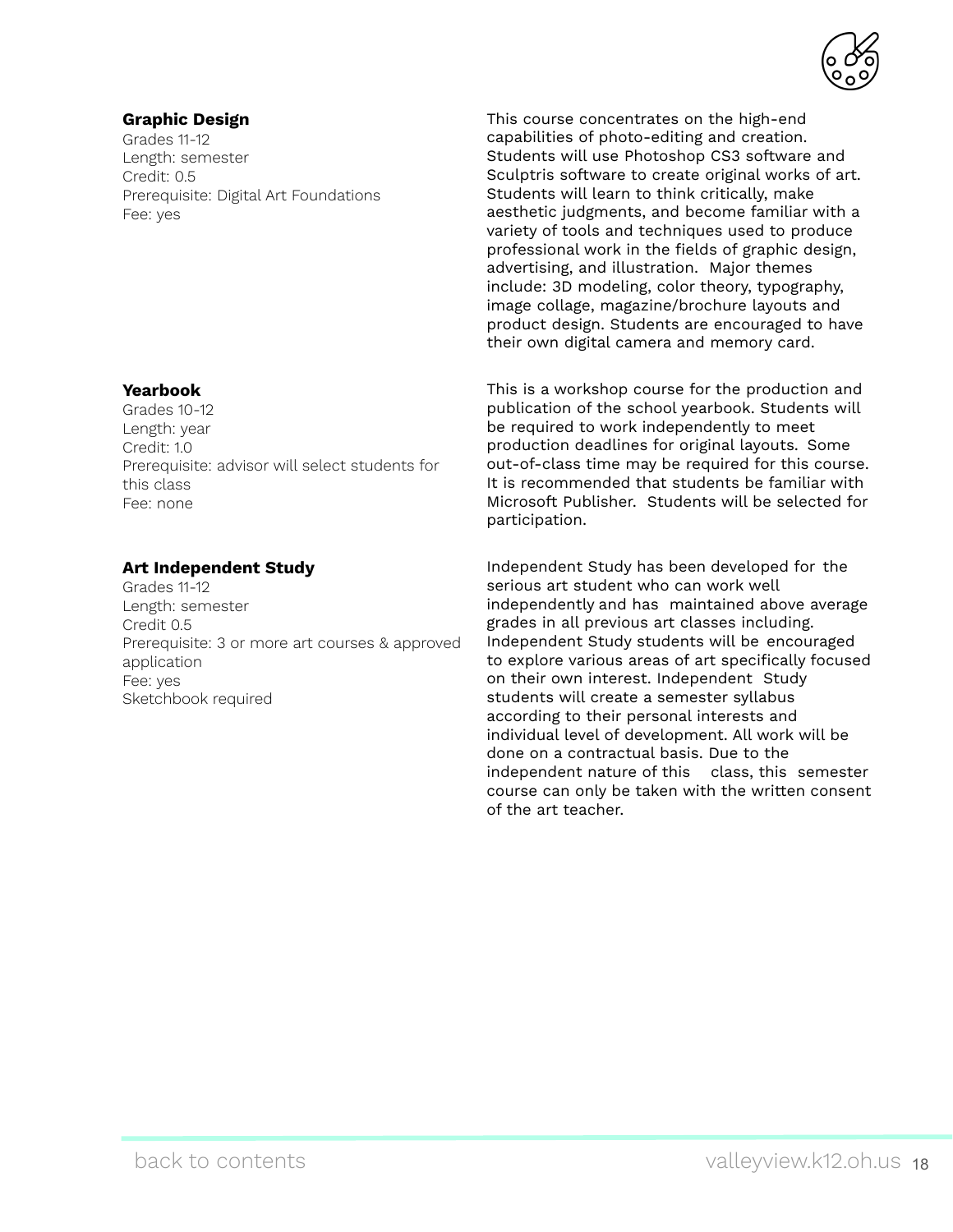### Graphic Design

Grades 11-12
Length: semester
Credit: 0.5
Prerequisite: Digital Art Foundations
Fee: yes

This course concentrates on the high-end capabilities of photo-editing and creation. Students will use Photoshop CS3 software and Sculptris software to create original works of art. Students will learn to think critically, make aesthetic judgments, and become familiar with a variety of tools and techniques used to produce professional work in the fields of graphic design, advertising, and illustration. Major themes include: 3D modeling, color theory, typography, image collage, magazine/brochure layouts and product design. Students are encouraged to have their own digital camera and memory card.

### Yearbook

Grades 10-12
Length: year
Credit: 1.0
Prerequisite: advisor will select students for this class
Fee: none

This is a workshop course for the production and publication of the school yearbook. Students will be required to work independently to meet production deadlines for original layouts. Some out-of-class time may be required for this course. It is recommended that students be familiar with Microsoft Publisher. Students will be selected for participation.

### Art Independent Study

Grades 11-12
Length: semester
Credit 0.5
Prerequisite: 3 or more art courses & approved application
Fee: yes
Sketchbook required

Independent Study has been developed for the serious art student who can work well independently and has maintained above average grades in all previous art classes including. Independent Study students will be encouraged to explore various areas of art specifically focused on their own interest. Independent Study students will create a semester syllabus according to their personal interests and individual level of development. All work will be done on a contractual basis. Due to the independent nature of this class, this semester course can only be taken with the written consent of the art teacher.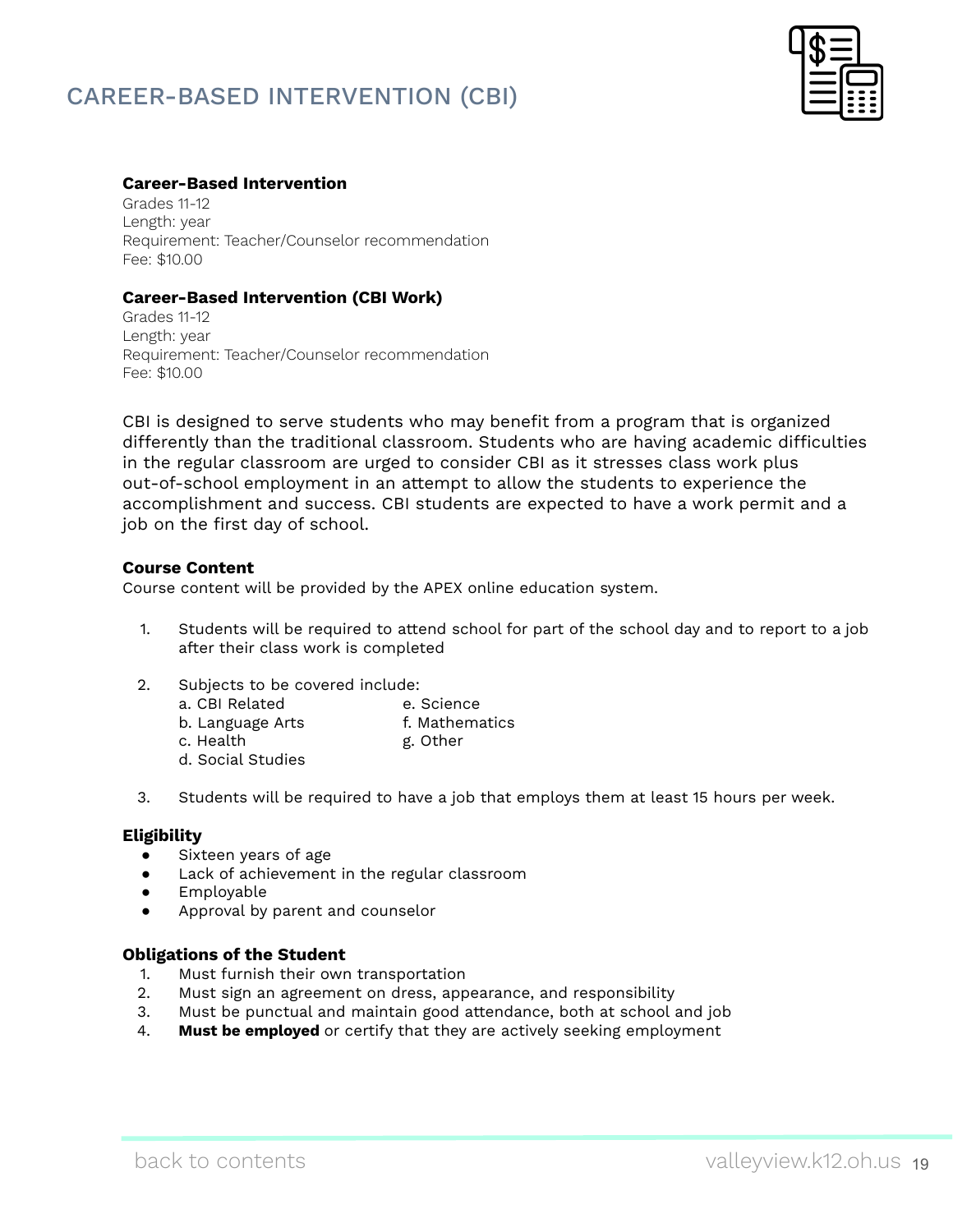# CAREER-BASED INTERVENTION (CBI)

**Career-Based Intervention**
Grades 11-12
Length: year
Requirement: Teacher/Counselor recommendation
Fee: $10.00

**Career-Based Intervention (CBI Work)**
Grades 11-12
Length: year
Requirement: Teacher/Counselor recommendation
Fee: $10.00

CBI is designed to serve students who may benefit from a program that is organized differently than the traditional classroom. Students who are having academic difficulties in the regular classroom are urged to consider CBI as it stresses class work plus out-of-school employment in an attempt to allow the students to experience the accomplishment and success. CBI students are expected to have a work permit and a job on the first day of school.

**Course Content**
Course content will be provided by the APEX online education system.

1. Students will be required to attend school for part of the school day and to report to a job after their class work is completed

2. Subjects to be covered include:
   a. CBI Related
   b. Language Arts
   c. Health
   d. Social Studies
   e. Science
   f. Mathematics
   g. Other

3. Students will be required to have a job that employs them at least 15 hours per week.

**Eligibility**
- Sixteen years of age
- Lack of achievement in the regular classroom
- Employable
- Approval by parent and counselor

**Obligations of the Student**
1. Must furnish their own transportation
2. Must sign an agreement on dress, appearance, and responsibility
3. Must be punctual and maintain good attendance, both at school and job
4. **Must be employed** or certify that they are actively seeking employment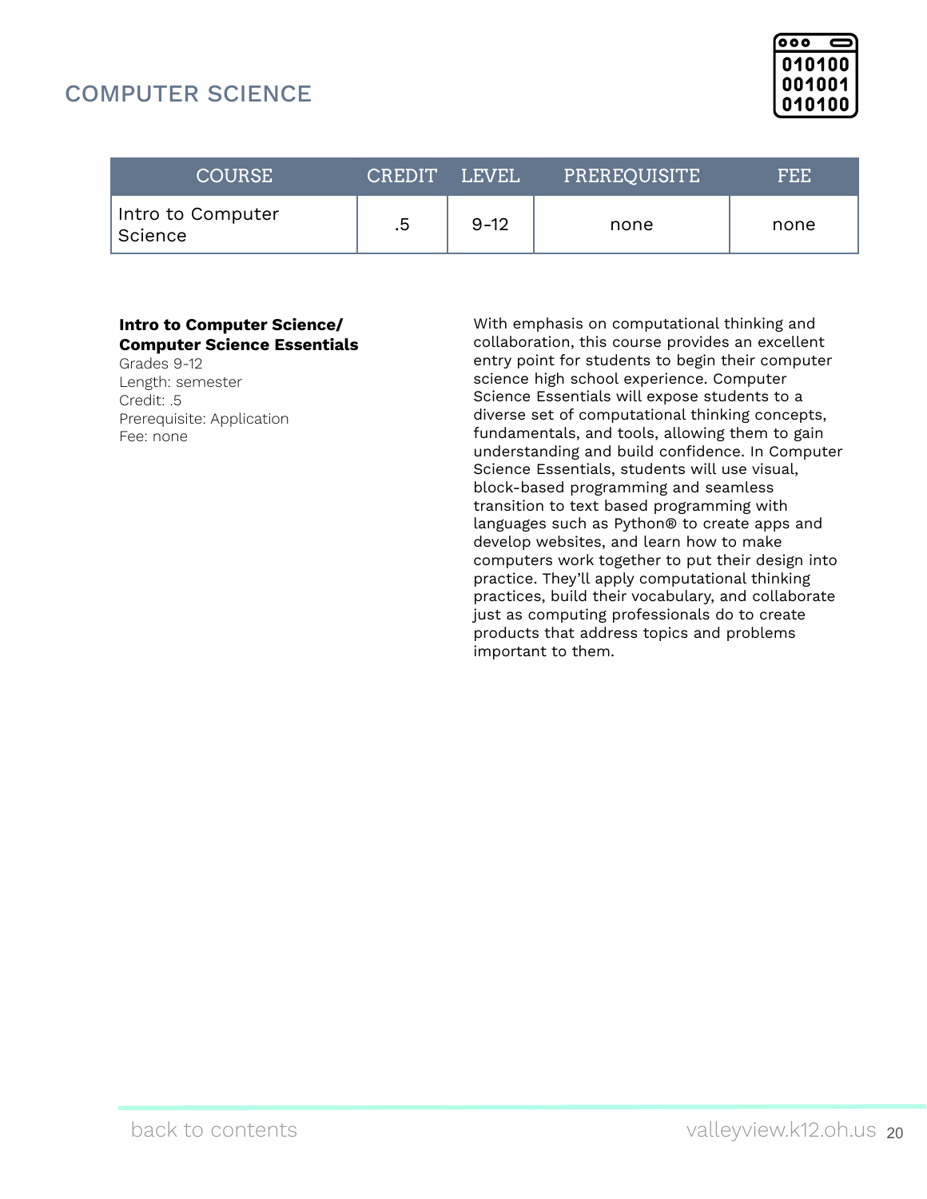## COMPUTER SCIENCE

| COURSE | CREDIT | LEVEL | PREREQUISITE | FEE |
|---|---|---|---|---|
| Intro to Computer Science | .5 | 9-12 | none | none |

**Intro to Computer Science/ Computer Science Essentials**
Grades 9-12
Length: semester
Credit: .5
Prerequisite: Application
Fee: none

With emphasis on computational thinking and collaboration, this course provides an excellent entry point for students to begin their computer science high school experience. Computer Science Essentials will expose students to a diverse set of computational thinking concepts, fundamentals, and tools, allowing them to gain understanding and build confidence. In Computer Science Essentials, students will use visual, block-based programming and seamless transition to text based programming with languages such as Python® to create apps and develop websites, and learn how to make computers work together to put their design into practice. They'll apply computational thinking practices, build their vocabulary, and collaborate just as computing professionals do to create products that address topics and problems important to them.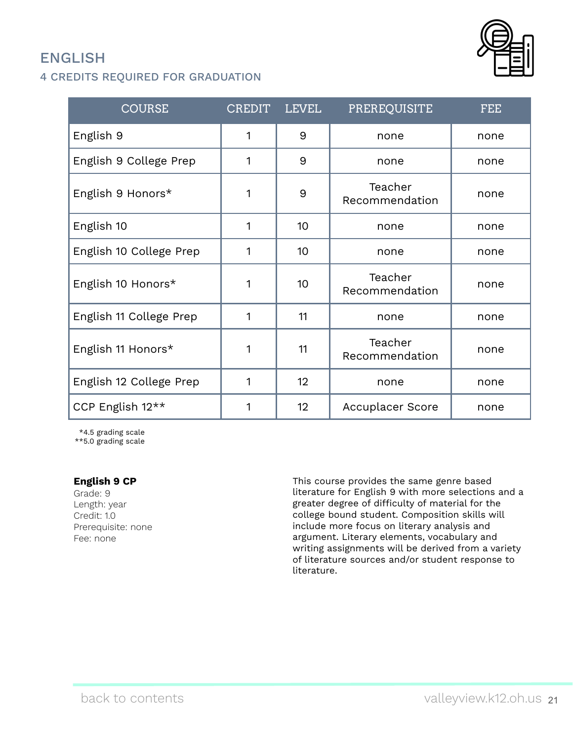# ENGLISH

## 4 CREDITS REQUIRED FOR GRADUATION

| COURSE | CREDIT | LEVEL | PREREQUISITE | FEE |
|---|---|---|---|---|
| English 9 | 1 | 9 | none | none |
| English 9 College Prep | 1 | 9 | none | none |
| English 9 Honors* | 1 | 9 | Teacher Recommendation | none |
| English 10 | 1 | 10 | none | none |
| English 10 College Prep | 1 | 10 | none | none |
| English 10 Honors* | 1 | 10 | Teacher Recommendation | none |
| English 11 College Prep | 1 | 11 | none | none |
| English 11 Honors* | 1 | 11 | Teacher Recommendation | none |
| English 12 College Prep | 1 | 12 | none | none |
| CCP English 12** | 1 | 12 | Accuplacer Score | none |

*4.5 grading scale
**5.0 grading scale

**English 9 CP**
Grade: 9
Length: year
Credit: 1.0
Prerequisite: none
Fee: none

This course provides the same genre based literature for English 9 with more selections and a greater degree of difficulty of material for the college bound student. Composition skills will include more focus on literary analysis and argument. Literary elements, vocabulary and writing assignments will be derived from a variety of literature sources and/or student response to literature.

back to contents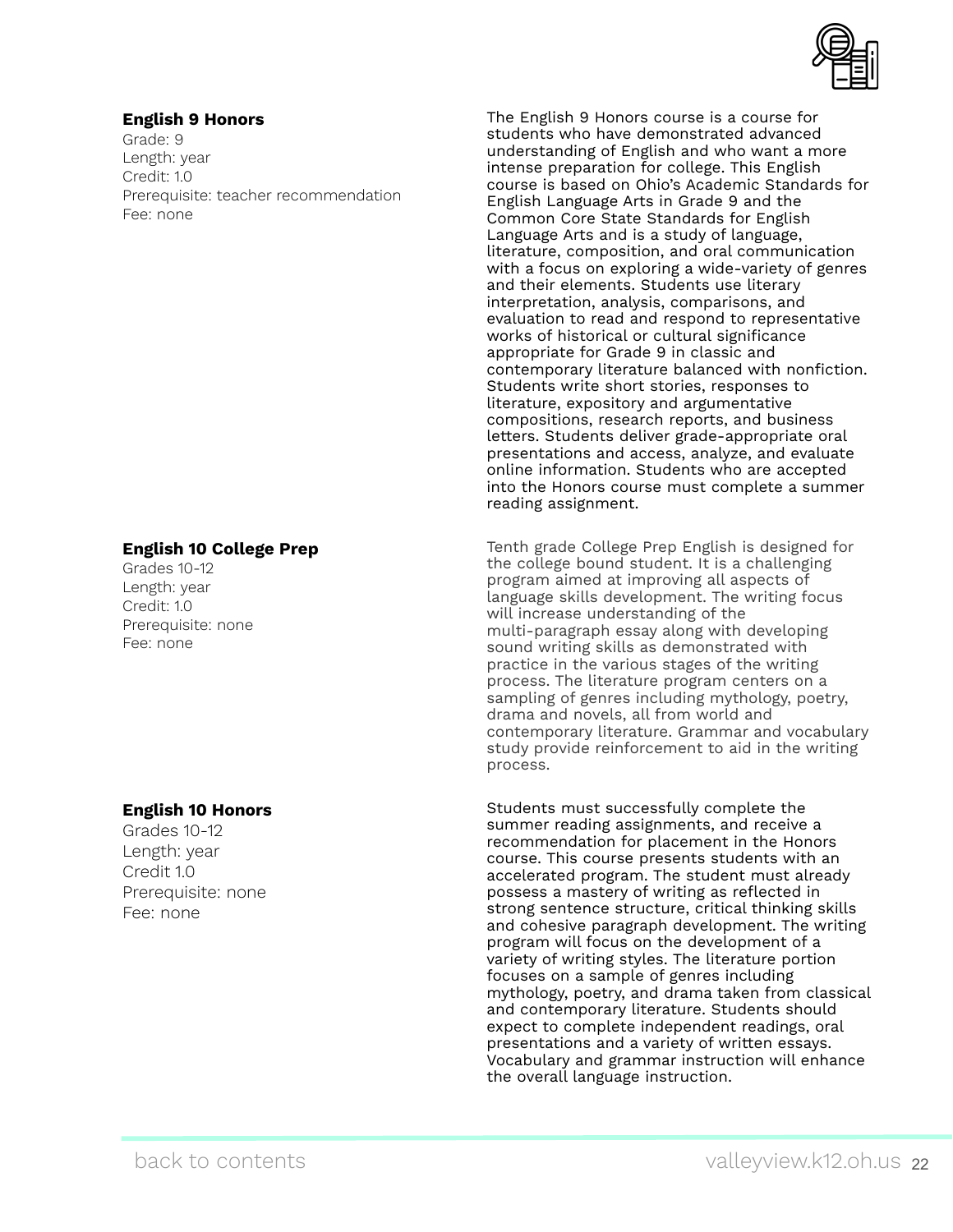### English 9 Honors

Grade: 9
Length: year
Credit: 1.0
Prerequisite: teacher recommendation
Fee: none

The English 9 Honors course is a course for students who have demonstrated advanced understanding of English and who want a more intense preparation for college. This English course is based on Ohio's Academic Standards for English Language Arts in Grade 9 and the Common Core State Standards for English Language Arts and is a study of language, literature, composition, and oral communication with a focus on exploring a wide-variety of genres and their elements. Students use literary interpretation, analysis, comparisons, and evaluation to read and respond to representative works of historical or cultural significance appropriate for Grade 9 in classic and contemporary literature balanced with nonfiction. Students write short stories, responses to literature, expository and argumentative compositions, research reports, and business letters. Students deliver grade-appropriate oral presentations and access, analyze, and evaluate online information. Students who are accepted into the Honors course must complete a summer reading assignment.

### English 10 College Prep

Grades 10-12
Length: year
Credit: 1.0
Prerequisite: none
Fee: none

Tenth grade College Prep English is designed for the college bound student. It is a challenging program aimed at improving all aspects of language skills development. The writing focus will increase understanding of the multi-paragraph essay along with developing sound writing skills as demonstrated with practice in the various stages of the writing process. The literature program centers on a sampling of genres including mythology, poetry, drama and novels, all from world and contemporary literature. Grammar and vocabulary study provide reinforcement to aid in the writing process.

### English 10 Honors

Grades 10-12
Length: year
Credit 1.0
Prerequisite: none
Fee: none

Students must successfully complete the summer reading assignments, and receive a recommendation for placement in the Honors course. This course presents students with an accelerated program. The student must already possess a mastery of writing as reflected in strong sentence structure, critical thinking skills and cohesive paragraph development. The writing program will focus on the development of a variety of writing styles. The literature portion focuses on a sample of genres including mythology, poetry, and drama taken from classical and contemporary literature. Students should expect to complete independent readings, oral presentations and a variety of written essays. Vocabulary and grammar instruction will enhance the overall language instruction.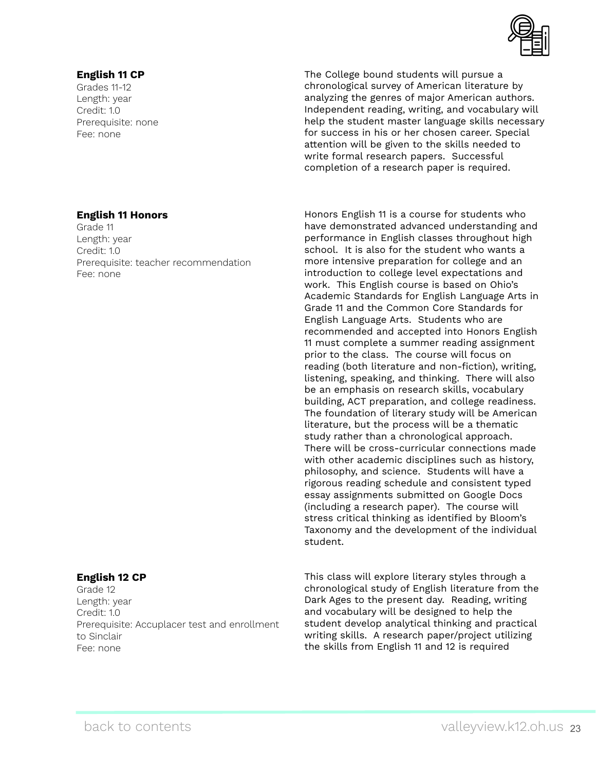**English 11 CP**
Grades 11-12
Length: year
Credit: 1.0
Prerequisite: none
Fee: none

The College bound students will pursue a chronological survey of American literature by analyzing the genres of major American authors. Independent reading, writing, and vocabulary will help the student master language skills necessary for success in his or her chosen career. Special attention will be given to the skills needed to write formal research papers. Successful completion of a research paper is required.

**English 11 Honors**
Grade 11
Length: year
Credit: 1.0
Prerequisite: teacher recommendation
Fee: none

Honors English 11 is a course for students who have demonstrated advanced understanding and performance in English classes throughout high school. It is also for the student who wants a more intensive preparation for college and an introduction to college level expectations and work. This English course is based on Ohio's Academic Standards for English Language Arts in Grade 11 and the Common Core Standards for English Language Arts. Students who are recommended and accepted into Honors English 11 must complete a summer reading assignment prior to the class. The course will focus on reading (both literature and non-fiction), writing, listening, speaking, and thinking. There will also be an emphasis on research skills, vocabulary building, ACT preparation, and college readiness. The foundation of literary study will be American literature, but the process will be a thematic study rather than a chronological approach. There will be cross-curricular connections made with other academic disciplines such as history, philosophy, and science. Students will have a rigorous reading schedule and consistent typed essay assignments submitted on Google Docs (including a research paper). The course will stress critical thinking as identified by Bloom's Taxonomy and the development of the individual student.

**English 12 CP**
Grade 12
Length: year
Credit: 1.0
Prerequisite: Accuplacer test and enrollment to Sinclair
Fee: none

This class will explore literary styles through a chronological study of English literature from the Dark Ages to the present day. Reading, writing and vocabulary will be designed to help the student develop analytical thinking and practical writing skills. A research paper/project utilizing the skills from English 11 and 12 is required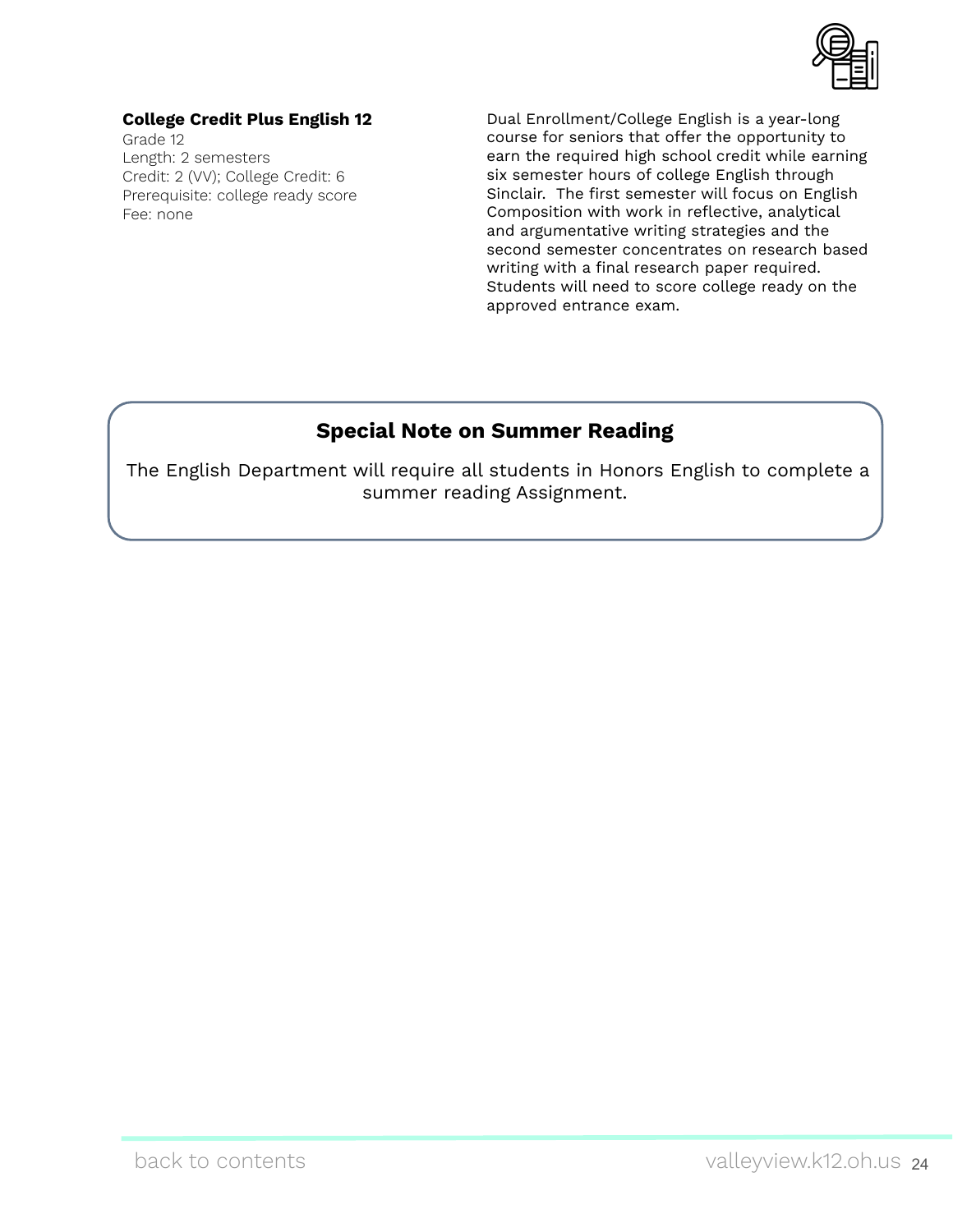**College Credit Plus English 12**
Grade 12
Length: 2 semesters
Credit: 2 (VV); College Credit: 6
Prerequisite: college ready score
Fee: none

Dual Enrollment/College English is a year-long course for seniors that offer the opportunity to earn the required high school credit while earning six semester hours of college English through Sinclair. The first semester will focus on English Composition with work in reflective, analytical and argumentative writing strategies and the second semester concentrates on research based writing with a final research paper required. Students will need to score college ready on the approved entrance exam.

## Special Note on Summer Reading

The English Department will require all students in Honors English to complete a summer reading Assignment.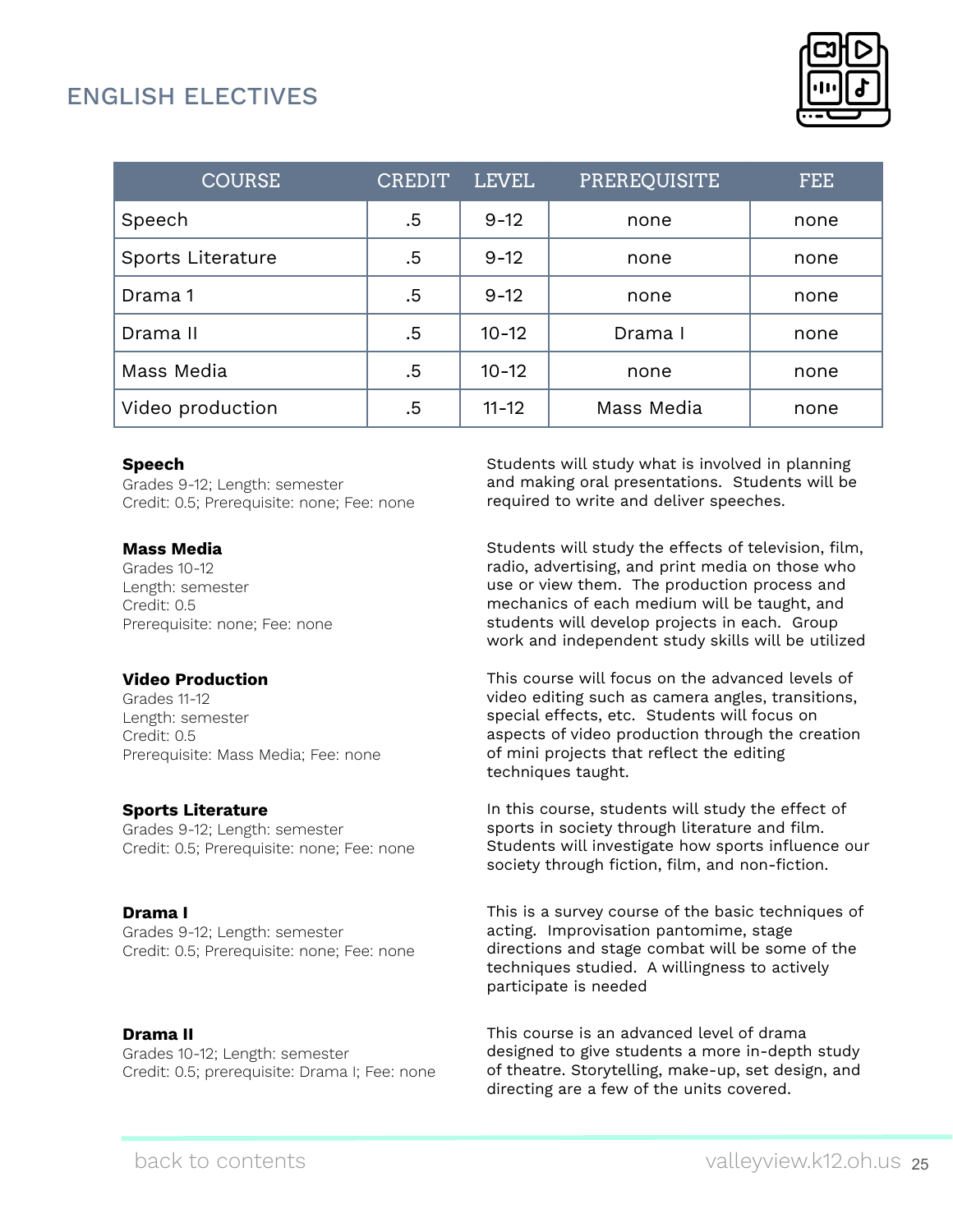## ENGLISH ELECTIVES

| COURSE | CREDIT | LEVEL | PREREQUISITE | FEE |
|---|---|---|---|---|
| Speech | .5 | 9-12 | none | none |
| Sports Literature | .5 | 9-12 | none | none |
| Drama 1 | .5 | 9-12 | none | none |
| Drama II | .5 | 10-12 | Drama I | none |
| Mass Media | .5 | 10-12 | none | none |
| Video production | .5 | 11-12 | Mass Media | none |

**Speech**
Grades 9-12; Length: semester
Credit: 0.5; Prerequisite: none; Fee: none

Students will study what is involved in planning and making oral presentations. Students will be required to write and deliver speeches.

**Mass Media**
Grades 10-12
Length: semester
Credit: 0.5
Prerequisite: none; Fee: none

Students will study the effects of television, film, radio, advertising, and print media on those who use or view them. The production process and mechanics of each medium will be taught, and students will develop projects in each. Group work and independent study skills will be utilized

**Video Production**
Grades 11-12
Length: semester
Credit: 0.5
Prerequisite: Mass Media; Fee: none

This course will focus on the advanced levels of video editing such as camera angles, transitions, special effects, etc. Students will focus on aspects of video production through the creation of mini projects that reflect the editing techniques taught.

**Sports Literature**
Grades 9-12; Length: semester
Credit: 0.5; Prerequisite: none; Fee: none

In this course, students will study the effect of sports in society through literature and film. Students will investigate how sports influence our society through fiction, film, and non-fiction.

**Drama I**
Grades 9-12; Length: semester
Credit: 0.5; Prerequisite: none; Fee: none

This is a survey course of the basic techniques of acting. Improvisation pantomime, stage directions and stage combat will be some of the techniques studied. A willingness to actively participate is needed

**Drama II**
Grades 10-12; Length: semester
Credit: 0.5; prerequisite: Drama I; Fee: none

This course is an advanced level of drama designed to give students a more in-depth study of theatre. Storytelling, make-up, set design, and directing are a few of the units covered.

back to contents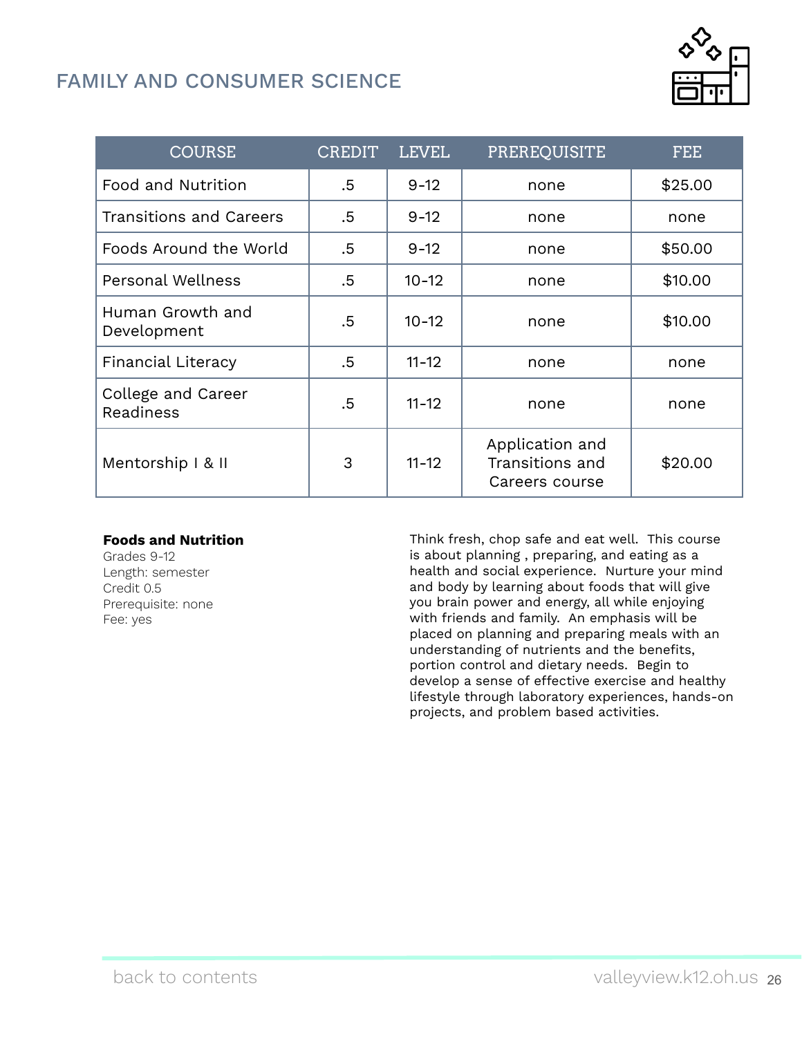## FAMILY AND CONSUMER SCIENCE

| COURSE | CREDIT | LEVEL | PREREQUISITE | FEE |
|---|---|---|---|---|
| Food and Nutrition | .5 | 9-12 | none | $25.00 |
| Transitions and Careers | .5 | 9-12 | none | none |
| Foods Around the World | .5 | 9-12 | none | $50.00 |
| Personal Wellness | .5 | 10-12 | none | $10.00 |
| Human Growth and Development | .5 | 10-12 | none | $10.00 |
| Financial Literacy | .5 | 11-12 | none | none |
| College and Career Readiness | .5 | 11-12 | none | none |
| Mentorship I & II | 3 | 11-12 | Application and Transitions and Careers course | $20.00 |

**Foods and Nutrition**
Grades 9-12
Length: semester
Credit 0.5
Prerequisite: none
Fee: yes

Think fresh, chop safe and eat well. This course is about planning , preparing, and eating as a health and social experience. Nurture your mind and body by learning about foods that will give you brain power and energy, all while enjoying with friends and family. An emphasis will be placed on planning and preparing meals with an understanding of nutrients and the benefits, portion control and dietary needs. Begin to develop a sense of effective exercise and healthy lifestyle through laboratory experiences, hands-on projects, and problem based activities.

back to contents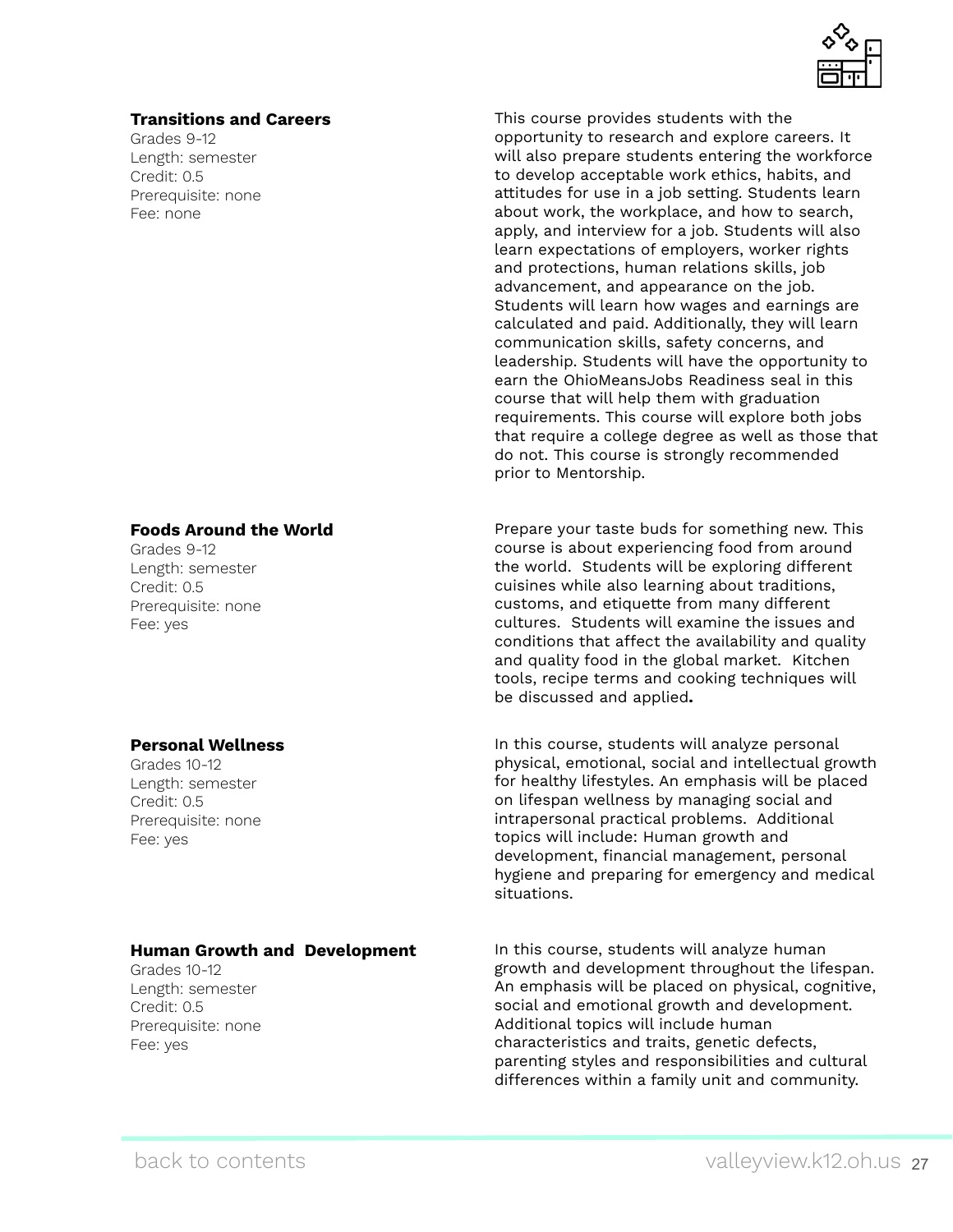### Transitions and Careers

Grades 9-12
Length: semester
Credit: 0.5
Prerequisite: none
Fee: none

This course provides students with the opportunity to research and explore careers. It will also prepare students entering the workforce to develop acceptable work ethics, habits, and attitudes for use in a job setting. Students learn about work, the workplace, and how to search, apply, and interview for a job. Students will also learn expectations of employers, worker rights and protections, human relations skills, job advancement, and appearance on the job. Students will learn how wages and earnings are calculated and paid. Additionally, they will learn communication skills, safety concerns, and leadership. Students will have the opportunity to earn the OhioMeansJobs Readiness seal in this course that will help them with graduation requirements. This course will explore both jobs that require a college degree as well as those that do not. This course is strongly recommended prior to Mentorship.

### Foods Around the World

Grades 9-12
Length: semester
Credit: 0.5
Prerequisite: none
Fee: yes

Prepare your taste buds for something new. This course is about experiencing food from around the world. Students will be exploring different cuisines while also learning about traditions, customs, and etiquette from many different cultures. Students will examine the issues and conditions that affect the availability and quality and quality food in the global market. Kitchen tools, recipe terms and cooking techniques will be discussed and applied.

### Personal Wellness

Grades 10-12
Length: semester
Credit: 0.5
Prerequisite: none
Fee: yes

In this course, students will analyze personal physical, emotional, social and intellectual growth for healthy lifestyles. An emphasis will be placed on lifespan wellness by managing social and intrapersonal practical problems. Additional topics will include: Human growth and development, financial management, personal hygiene and preparing for emergency and medical situations.

### Human Growth and Development

Grades 10-12
Length: semester
Credit: 0.5
Prerequisite: none
Fee: yes

In this course, students will analyze human growth and development throughout the lifespan. An emphasis will be placed on physical, cognitive, social and emotional growth and development. Additional topics will include human characteristics and traits, genetic defects, parenting styles and responsibilities and cultural differences within a family unit and community.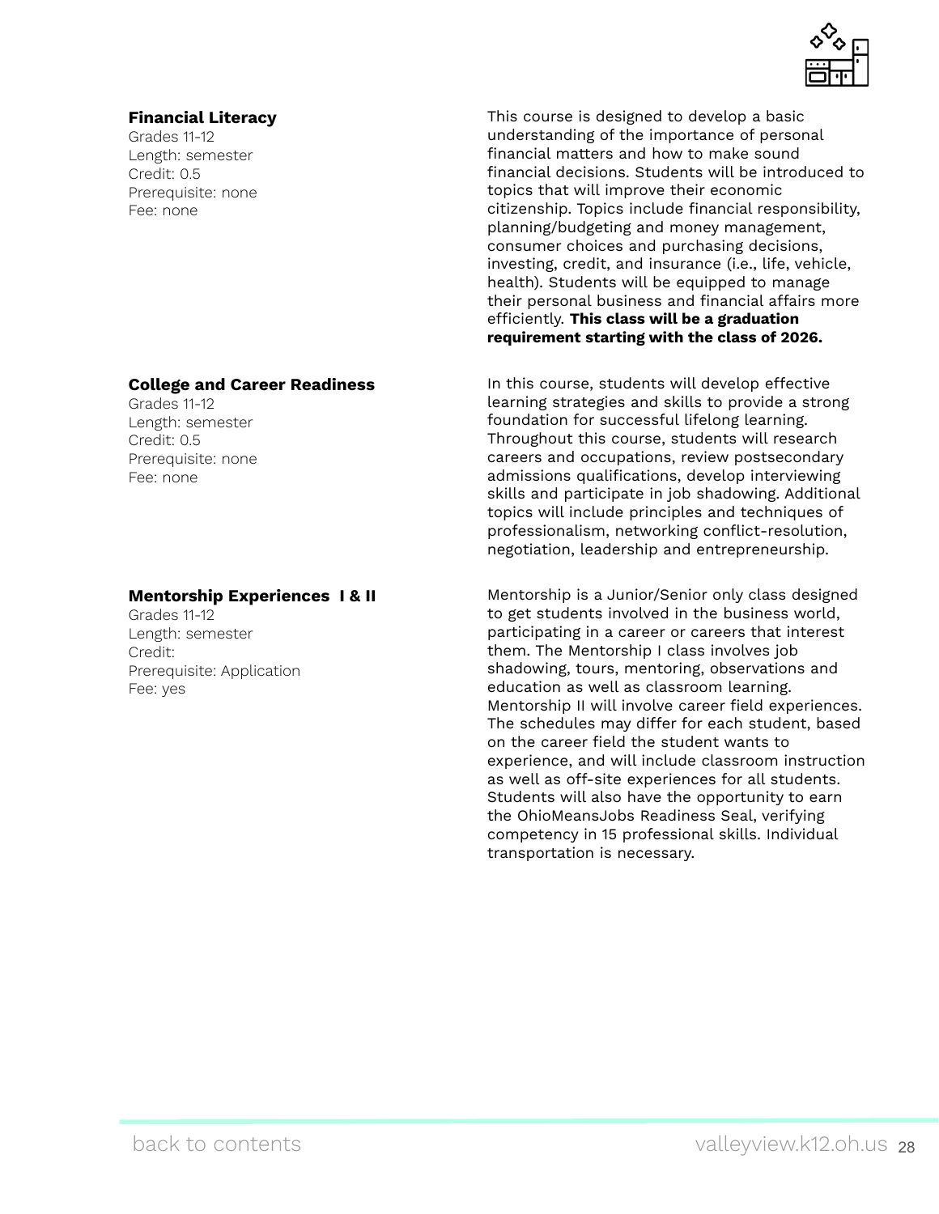### Financial Literacy

Grades 11-12
Length: semester
Credit: 0.5
Prerequisite: none
Fee: none

This course is designed to develop a basic understanding of the importance of personal financial matters and how to make sound financial decisions. Students will be introduced to topics that will improve their economic citizenship. Topics include financial responsibility, planning/budgeting and money management, consumer choices and purchasing decisions, investing, credit, and insurance (i.e., life, vehicle, health). Students will be equipped to manage their personal business and financial affairs more efficiently. **This class will be a graduation requirement starting with the class of 2026.**

### College and Career Readiness

Grades 11-12
Length: semester
Credit: 0.5
Prerequisite: none
Fee: none

In this course, students will develop effective learning strategies and skills to provide a strong foundation for successful lifelong learning. Throughout this course, students will research careers and occupations, review postsecondary admissions qualifications, develop interviewing skills and participate in job shadowing. Additional topics will include principles and techniques of professionalism, networking conflict-resolution, negotiation, leadership and entrepreneurship.

### Mentorship Experiences I & II

Grades 11-12
Length: semester
Credit:
Prerequisite: Application
Fee: yes

Mentorship is a Junior/Senior only class designed to get students involved in the business world, participating in a career or careers that interest them. The Mentorship I class involves job shadowing, tours, mentoring, observations and education as well as classroom learning. Mentorship II will involve career field experiences. The schedules may differ for each student, based on the career field the student wants to experience, and will include classroom instruction as well as off-site experiences for all students. Students will also have the opportunity to earn the OhioMeansJobs Readiness Seal, verifying competency in 15 professional skills. Individual transportation is necessary.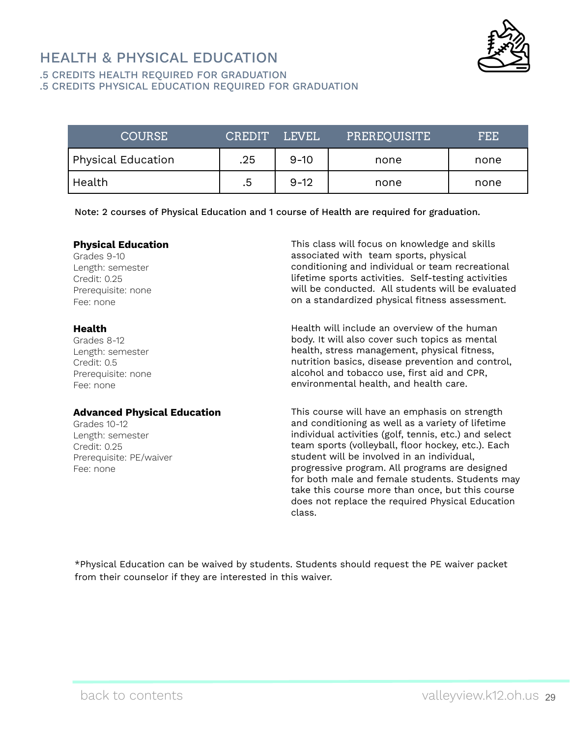# HEALTH & PHYSICAL EDUCATION

.5 CREDITS HEALTH REQUIRED FOR GRADUATION
.5 CREDITS PHYSICAL EDUCATION REQUIRED FOR GRADUATION

| COURSE | CREDIT | LEVEL | PREREQUISITE | FEE |
|---|---|---|---|---|
| Physical Education | .25 | 9-10 | none | none |
| Health | .5 | 9-12 | none | none |

Note: 2 courses of Physical Education and 1 course of Health are required for graduation.

**Physical Education**
Grades 9-10
Length: semester
Credit: 0.25
Prerequisite: none
Fee: none

This class will focus on knowledge and skills associated with team sports, physical conditioning and individual or team recreational lifetime sports activities. Self-testing activities will be conducted. All students will be evaluated on a standardized physical fitness assessment.

**Health**
Grades 8-12
Length: semester
Credit: 0.5
Prerequisite: none
Fee: none

Health will include an overview of the human body. It will also cover such topics as mental health, stress management, physical fitness, nutrition basics, disease prevention and control, alcohol and tobacco use, first aid and CPR, environmental health, and health care.

**Advanced Physical Education**
Grades 10-12
Length: semester
Credit: 0.25
Prerequisite: PE/waiver
Fee: none

This course will have an emphasis on strength and conditioning as well as a variety of lifetime individual activities (golf, tennis, etc.) and select team sports (volleyball, floor hockey, etc.). Each student will be involved in an individual, progressive program. All programs are designed for both male and female students. Students may take this course more than once, but this course does not replace the required Physical Education class.

*Physical Education can be waived by students. Students should request the PE waiver packet from their counselor if they are interested in this waiver.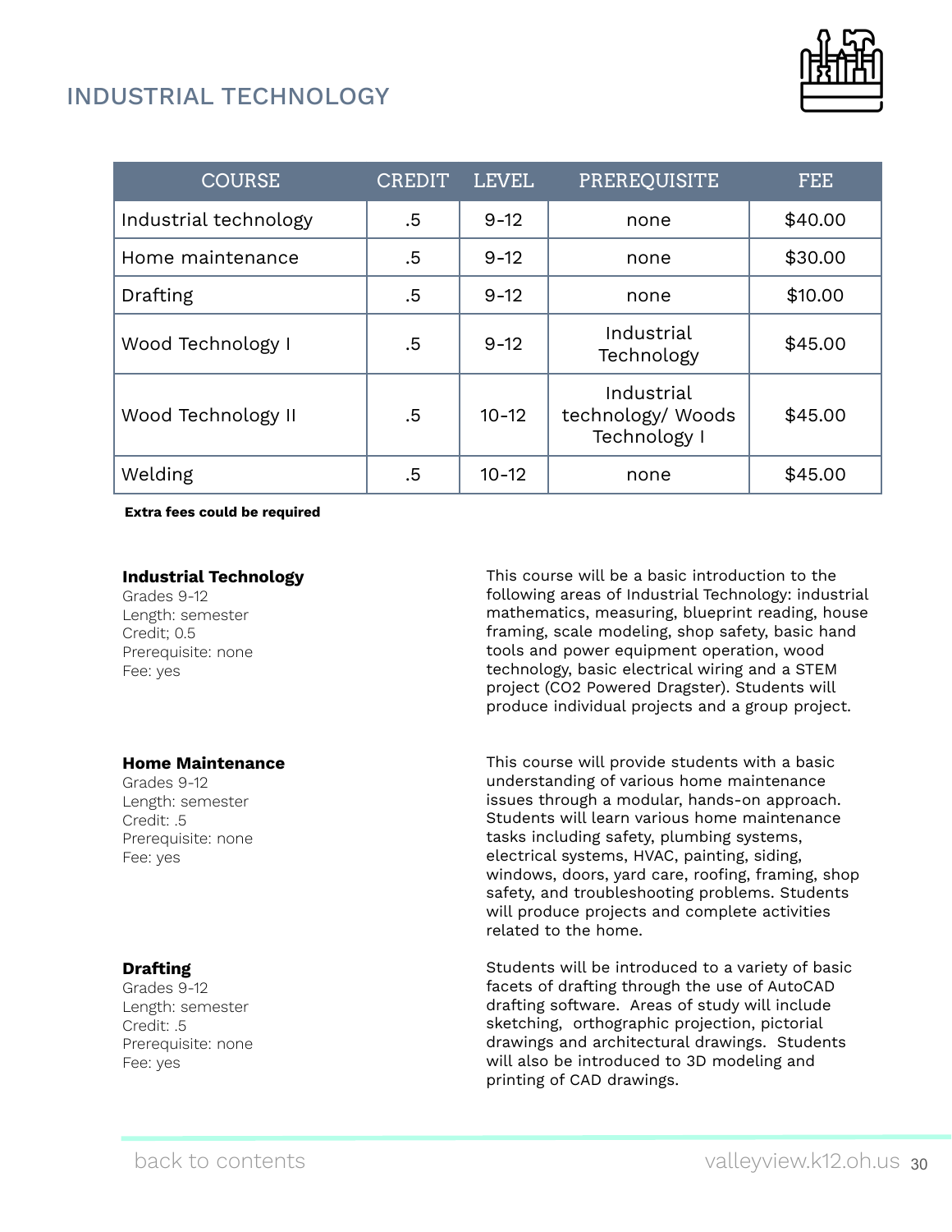## INDUSTRIAL TECHNOLOGY

| COURSE | CREDIT | LEVEL | PREREQUISITE | FEE |
|---|---|---|---|---|
| Industrial technology | .5 | 9-12 | none | $40.00 |
| Home maintenance | .5 | 9-12 | none | $30.00 |
| Drafting | .5 | 9-12 | none | $10.00 |
| Wood Technology I | .5 | 9-12 | Industrial Technology | $45.00 |
| Wood Technology II | .5 | 10-12 | Industrial technology/ Woods Technology I | $45.00 |
| Welding | .5 | 10-12 | none | $45.00 |

**Extra fees could be required**

**Industrial Technology**
Grades 9-12
Length: semester
Credit; 0.5
Prerequisite: none
Fee: yes

This course will be a basic introduction to the following areas of Industrial Technology: industrial mathematics, measuring, blueprint reading, house framing, scale modeling, shop safety, basic hand tools and power equipment operation, wood technology, basic electrical wiring and a STEM project ($CO_2$ Powered Dragster). Students will produce individual projects and a group project.

**Home Maintenance**
Grades 9-12
Length: semester
Credit: .5
Prerequisite: none
Fee: yes

This course will provide students with a basic understanding of various home maintenance issues through a modular, hands-on approach. Students will learn various home maintenance tasks including safety, plumbing systems, electrical systems, HVAC, painting, siding, windows, doors, yard care, roofing, framing, shop safety, and troubleshooting problems. Students will produce projects and complete activities related to the home.

**Drafting**
Grades 9-12
Length: semester
Credit: .5
Prerequisite: none
Fee: yes

Students will be introduced to a variety of basic facets of drafting through the use of AutoCAD drafting software. Areas of study will include sketching, orthographic projection, pictorial drawings and architectural drawings. Students will also be introduced to 3D modeling and printing of CAD drawings.

back to contents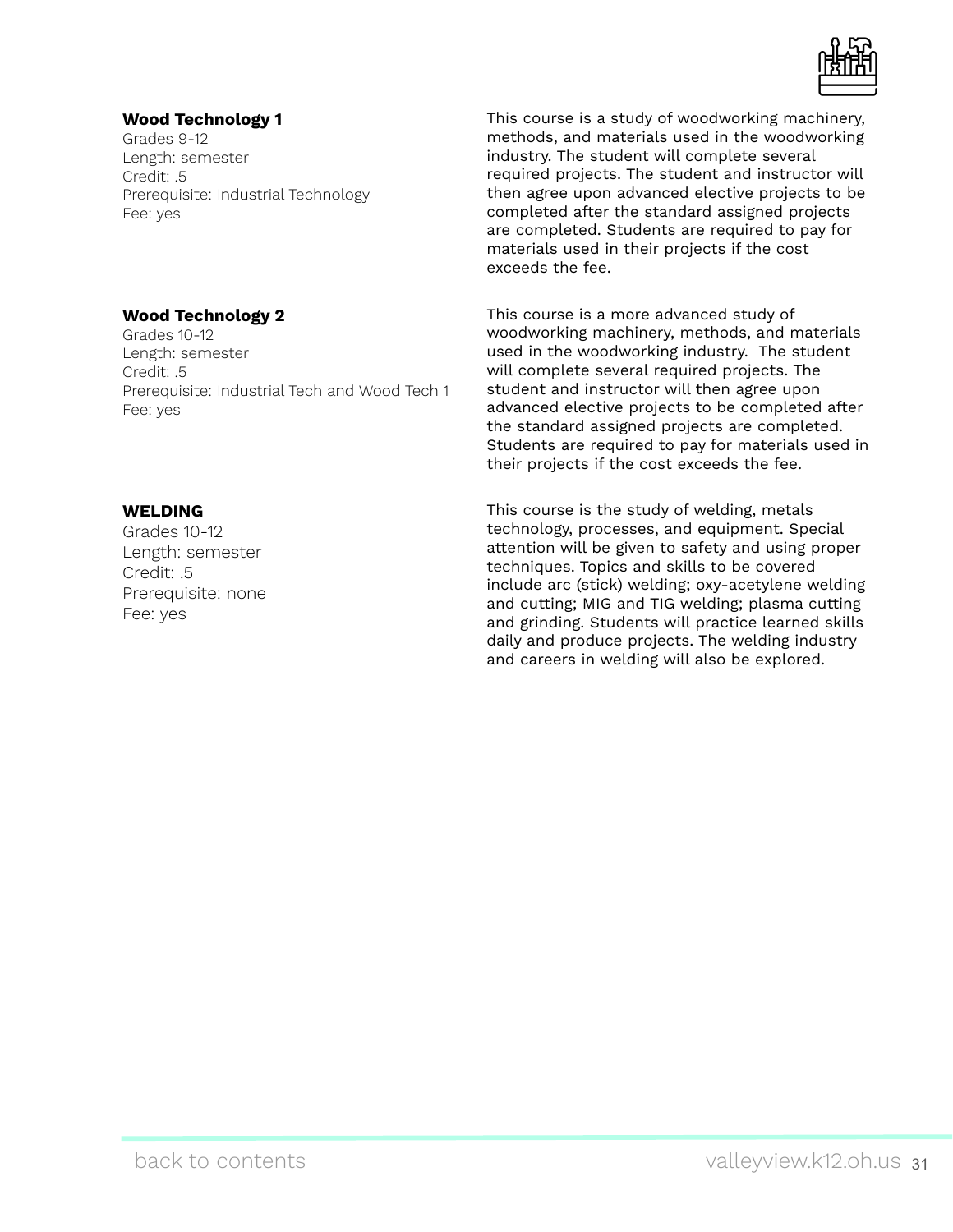### Wood Technology 1

Grades 9-12
Length: semester
Credit: .5
Prerequisite: Industrial Technology
Fee: yes

This course is a study of woodworking machinery, methods, and materials used in the woodworking industry. The student will complete several required projects. The student and instructor will then agree upon advanced elective projects to be completed after the standard assigned projects are completed. Students are required to pay for materials used in their projects if the cost exceeds the fee.

### Wood Technology 2

Grades 10-12
Length: semester
Credit: .5
Prerequisite: Industrial Tech and Wood Tech 1
Fee: yes

This course is a more advanced study of woodworking machinery, methods, and materials used in the woodworking industry. The student will complete several required projects. The student and instructor will then agree upon advanced elective projects to be completed after the standard assigned projects are completed. Students are required to pay for materials used in their projects if the cost exceeds the fee.

### WELDING

Grades 10-12
Length: semester
Credit: .5
Prerequisite: none
Fee: yes

This course is the study of welding, metals technology, processes, and equipment. Special attention will be given to safety and using proper techniques. Topics and skills to be covered include arc (stick) welding; oxy-acetylene welding and cutting; MIG and TIG welding; plasma cutting and grinding. Students will practice learned skills daily and produce projects. The welding industry and careers in welding will also be explored.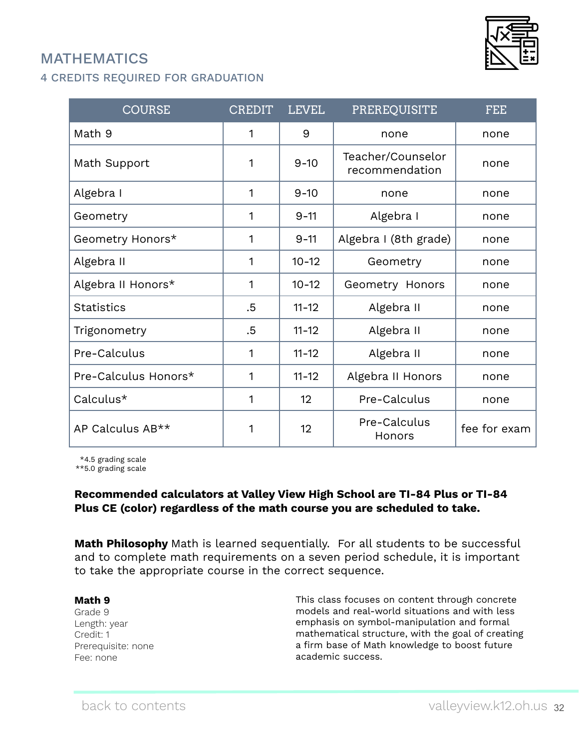## MATHEMATICS

### 4 CREDITS REQUIRED FOR GRADUATION

| COURSE | CREDIT | LEVEL | PREREQUISITE | FEE |
|---|---|---|---|---|
| Math 9 | 1 | 9 | none | none |
| Math Support | 1 | 9-10 | Teacher/Counselor recommendation | none |
| Algebra I | 1 | 9-10 | none | none |
| Geometry | 1 | 9-11 | Algebra I | none |
| Geometry Honors* | 1 | 9-11 | Algebra I (8th grade) | none |
| Algebra II | 1 | 10-12 | Geometry | none |
| Algebra II Honors* | 1 | 10-12 | Geometry Honors | none |
| Statistics | .5 | 11-12 | Algebra II | none |
| Trigonometry | .5 | 11-12 | Algebra II | none |
| Pre-Calculus | 1 | 11-12 | Algebra II | none |
| Pre-Calculus Honors* | 1 | 11-12 | Algebra II Honors | none |
| Calculus* | 1 | 12 | Pre-Calculus | none |
| AP Calculus AB** | 1 | 12 | Pre-Calculus Honors | fee for exam |

*4.5 grading scale
**5.0 grading scale

**Recommended calculators at Valley View High School are TI-84 Plus or TI-84 Plus CE (color) regardless of the math course you are scheduled to take.**

**Math Philosophy** Math is learned sequentially. For all students to be successful and to complete math requirements on a seven period schedule, it is important to take the appropriate course in the correct sequence.

**Math 9**
Grade 9
Length: year
Credit: 1
Prerequisite: none
Fee: none

This class focuses on content through concrete models and real-world situations and with less emphasis on symbol-manipulation and formal mathematical structure, with the goal of creating a firm base of Math knowledge to boost future academic success.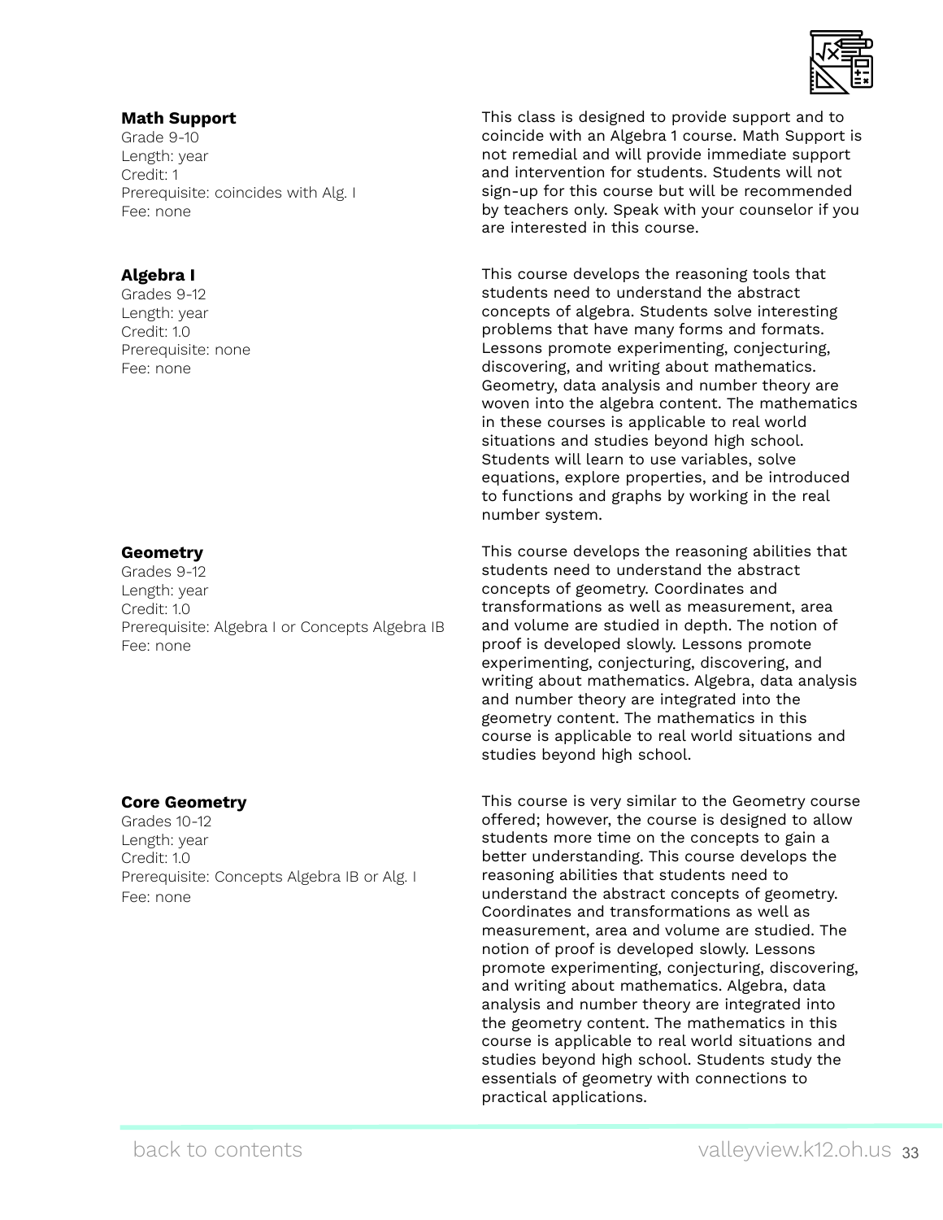### Math Support

Grade 9-10
Length: year
Credit: 1
Prerequisite: coincides with Alg. I
Fee: none

This class is designed to provide support and to coincide with an Algebra 1 course. Math Support is not remedial and will provide immediate support and intervention for students. Students will not sign-up for this course but will be recommended by teachers only. Speak with your counselor if you are interested in this course.

### Algebra I

Grades 9-12
Length: year
Credit: 1.0
Prerequisite: none
Fee: none

This course develops the reasoning tools that students need to understand the abstract concepts of algebra. Students solve interesting problems that have many forms and formats. Lessons promote experimenting, conjecturing, discovering, and writing about mathematics. Geometry, data analysis and number theory are woven into the algebra content. The mathematics in these courses is applicable to real world situations and studies beyond high school. Students will learn to use variables, solve equations, explore properties, and be introduced to functions and graphs by working in the real number system.

### Geometry

Grades 9-12
Length: year
Credit: 1.0
Prerequisite: Algebra I or Concepts Algebra IB
Fee: none

This course develops the reasoning abilities that students need to understand the abstract concepts of geometry. Coordinates and transformations as well as measurement, area and volume are studied in depth. The notion of proof is developed slowly. Lessons promote experimenting, conjecturing, discovering, and writing about mathematics. Algebra, data analysis and number theory are integrated into the geometry content. The mathematics in this course is applicable to real world situations and studies beyond high school.

### Core Geometry

Grades 10-12
Length: year
Credit: 1.0
Prerequisite: Concepts Algebra IB or Alg. I
Fee: none

This course is very similar to the Geometry course offered; however, the course is designed to allow students more time on the concepts to gain a better understanding. This course develops the reasoning abilities that students need to understand the abstract concepts of geometry. Coordinates and transformations as well as measurement, area and volume are studied. The notion of proof is developed slowly. Lessons promote experimenting, conjecturing, discovering, and writing about mathematics. Algebra, data analysis and number theory are integrated into the geometry content. The mathematics in this course is applicable to real world situations and studies beyond high school. Students study the essentials of geometry with connections to practical applications.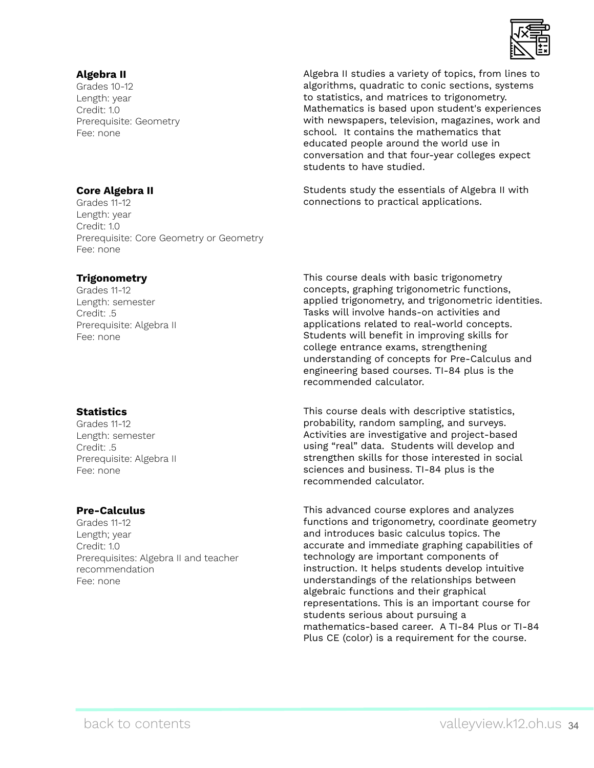### Algebra II

Grades 10-12
Length: year
Credit: 1.0
Prerequisite: Geometry
Fee: none

Algebra II studies a variety of topics, from lines to algorithms, quadratic to conic sections, systems to statistics, and matrices to trigonometry. Mathematics is based upon student's experiences with newspapers, television, magazines, work and school. It contains the mathematics that educated people around the world use in conversation and that four-year colleges expect students to have studied.

### Core Algebra II

Grades 11-12
Length: year
Credit: 1.0
Prerequisite: Core Geometry or Geometry
Fee: none

Students study the essentials of Algebra II with connections to practical applications.

### Trigonometry

Grades 11-12
Length: semester
Credit: .5
Prerequisite: Algebra II
Fee: none

This course deals with basic trigonometry concepts, graphing trigonometric functions, applied trigonometry, and trigonometric identities. Tasks will involve hands-on activities and applications related to real-world concepts. Students will benefit in improving skills for college entrance exams, strengthening understanding of concepts for Pre-Calculus and engineering based courses. TI-84 plus is the recommended calculator.

### Statistics

Grades 11-12
Length: semester
Credit: .5
Prerequisite: Algebra II
Fee: none

This course deals with descriptive statistics, probability, random sampling, and surveys. Activities are investigative and project-based using "real" data. Students will develop and strengthen skills for those interested in social sciences and business. TI-84 plus is the recommended calculator.

### Pre-Calculus

Grades 11-12
Length; year
Credit: 1.0
Prerequisites: Algebra II and teacher recommendation
Fee: none

This advanced course explores and analyzes functions and trigonometry, coordinate geometry and introduces basic calculus topics. The accurate and immediate graphing capabilities of technology are important components of instruction. It helps students develop intuitive understandings of the relationships between algebraic functions and their graphical representations. This is an important course for students serious about pursuing a mathematics-based career. A TI-84 Plus or TI-84 Plus CE (color) is a requirement for the course.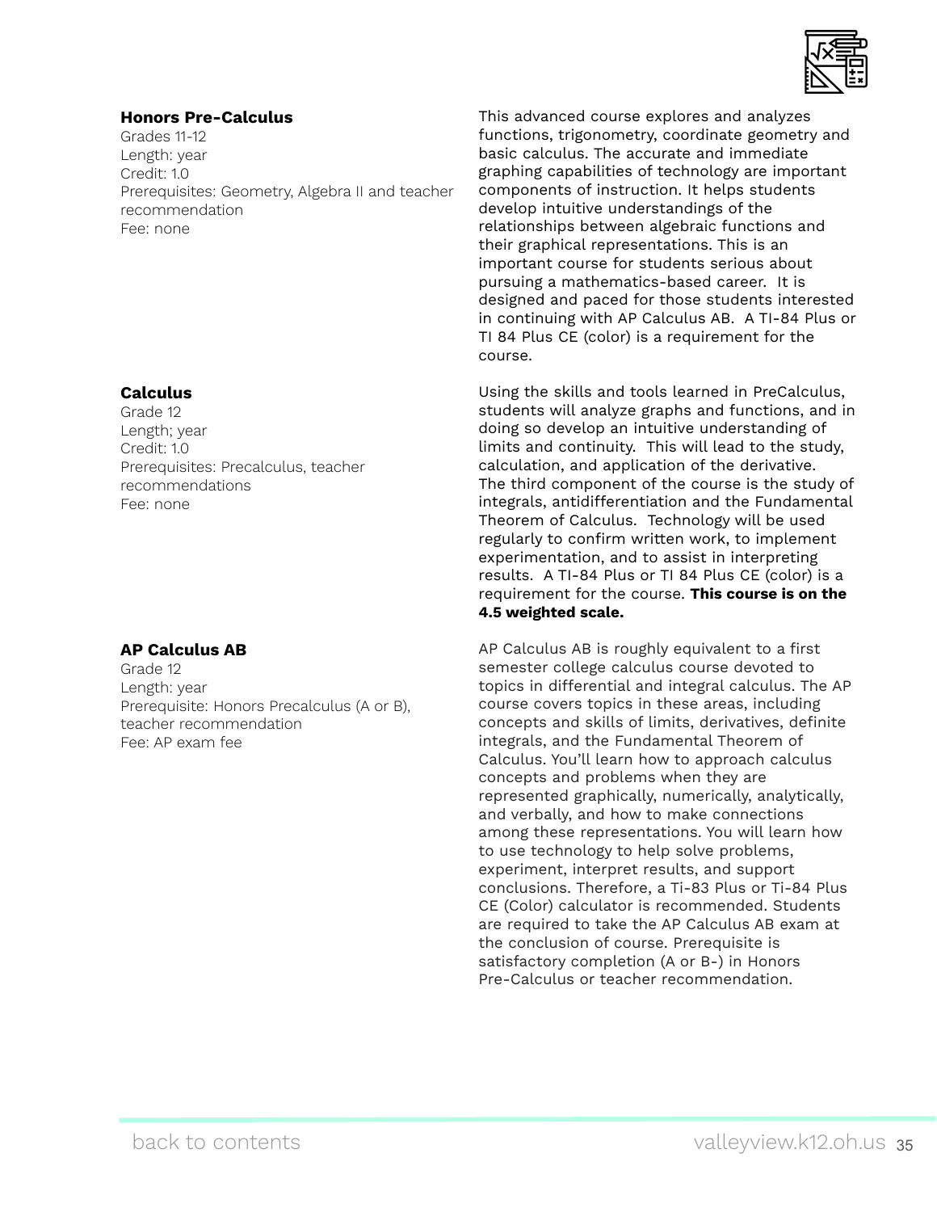### Honors Pre-Calculus

Grades 11-12
Length: year
Credit: 1.0
Prerequisites: Geometry, Algebra II and teacher recommendation
Fee: none

This advanced course explores and analyzes functions, trigonometry, coordinate geometry and basic calculus. The accurate and immediate graphing capabilities of technology are important components of instruction. It helps students develop intuitive understandings of the relationships between algebraic functions and their graphical representations. This is an important course for students serious about pursuing a mathematics-based career. It is designed and paced for those students interested in continuing with AP Calculus AB. A TI-84 Plus or TI 84 Plus CE (color) is a requirement for the course.

### Calculus

Grade 12
Length; year
Credit: 1.0
Prerequisites: Precalculus, teacher recommendations
Fee: none

Using the skills and tools learned in PreCalculus, students will analyze graphs and functions, and in doing so develop an intuitive understanding of limits and continuity. This will lead to the study, calculation, and application of the derivative. The third component of the course is the study of integrals, antidifferentiation and the Fundamental Theorem of Calculus. Technology will be used regularly to confirm written work, to implement experimentation, and to assist in interpreting results. A TI-84 Plus or TI 84 Plus CE (color) is a requirement for the course. **This course is on the 4.5 weighted scale.**

### AP Calculus AB

Grade 12
Length: year
Prerequisite: Honors Precalculus (A or B), teacher recommendation
Fee: AP exam fee

AP Calculus AB is roughly equivalent to a first semester college calculus course devoted to topics in differential and integral calculus. The AP course covers topics in these areas, including concepts and skills of limits, derivatives, definite integrals, and the Fundamental Theorem of Calculus. You'll learn how to approach calculus concepts and problems when they are represented graphically, numerically, analytically, and verbally, and how to make connections among these representations. You will learn how to use technology to help solve problems, experiment, interpret results, and support conclusions. Therefore, a Ti-83 Plus or Ti-84 Plus CE (Color) calculator is recommended. Students are required to take the AP Calculus AB exam at the conclusion of course. Prerequisite is satisfactory completion (A or B-) in Honors Pre-Calculus or teacher recommendation.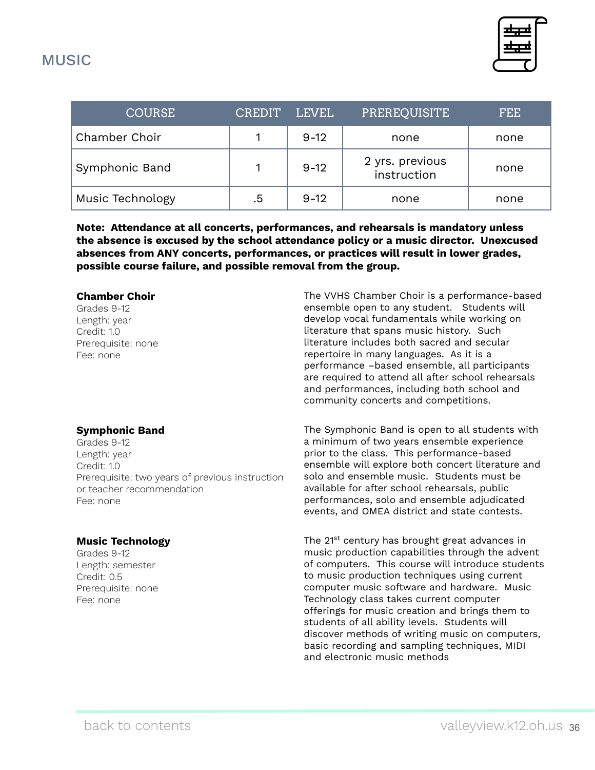# MUSIC

| COURSE | CREDIT | LEVEL | PREREQUISITE | FEE |
|---|---|---|---|---|
| Chamber Choir | 1 | 9-12 | none | none |
| Symphonic Band | 1 | 9-12 | 2 yrs. previous instruction | none |
| Music Technology | .5 | 9-12 | none | none |

**Note: Attendance at all concerts, performances, and rehearsals is mandatory unless the absence is excused by the school attendance policy or a music director. Unexcused absences from ANY concerts, performances, or practices will result in lower grades, possible course failure, and possible removal from the group.**

**Chamber Choir**
Grades 9-12
Length: year
Credit: 1.0
Prerequisite: none
Fee: none

The VVHS Chamber Choir is a performance-based ensemble open to any student. Students will develop vocal fundamentals while working on literature that spans music history. Such literature includes both sacred and secular repertoire in many languages. As it is a performance –based ensemble, all participants are required to attend all after school rehearsals and performances, including both school and community concerts and competitions.

**Symphonic Band**
Grades 9-12
Length: year
Credit: 1.0
Prerequisite: two years of previous instruction or teacher recommendation
Fee: none

The Symphonic Band is open to all students with a minimum of two years ensemble experience prior to the class. This performance-based ensemble will explore both concert literature and solo and ensemble music. Students must be available for after school rehearsals, public performances, solo and ensemble adjudicated events, and OMEA district and state contests.

**Music Technology**
Grades 9-12
Length: semester
Credit: 0.5
Prerequisite: none
Fee: none

The 21st century has brought great advances in music production capabilities through the advent of computers. This course will introduce students to music production techniques using current computer music software and hardware. Music Technology class takes current computer offerings for music creation and brings them to students of all ability levels. Students will discover methods of writing music on computers, basic recording and sampling techniques, MIDI and electronic music methods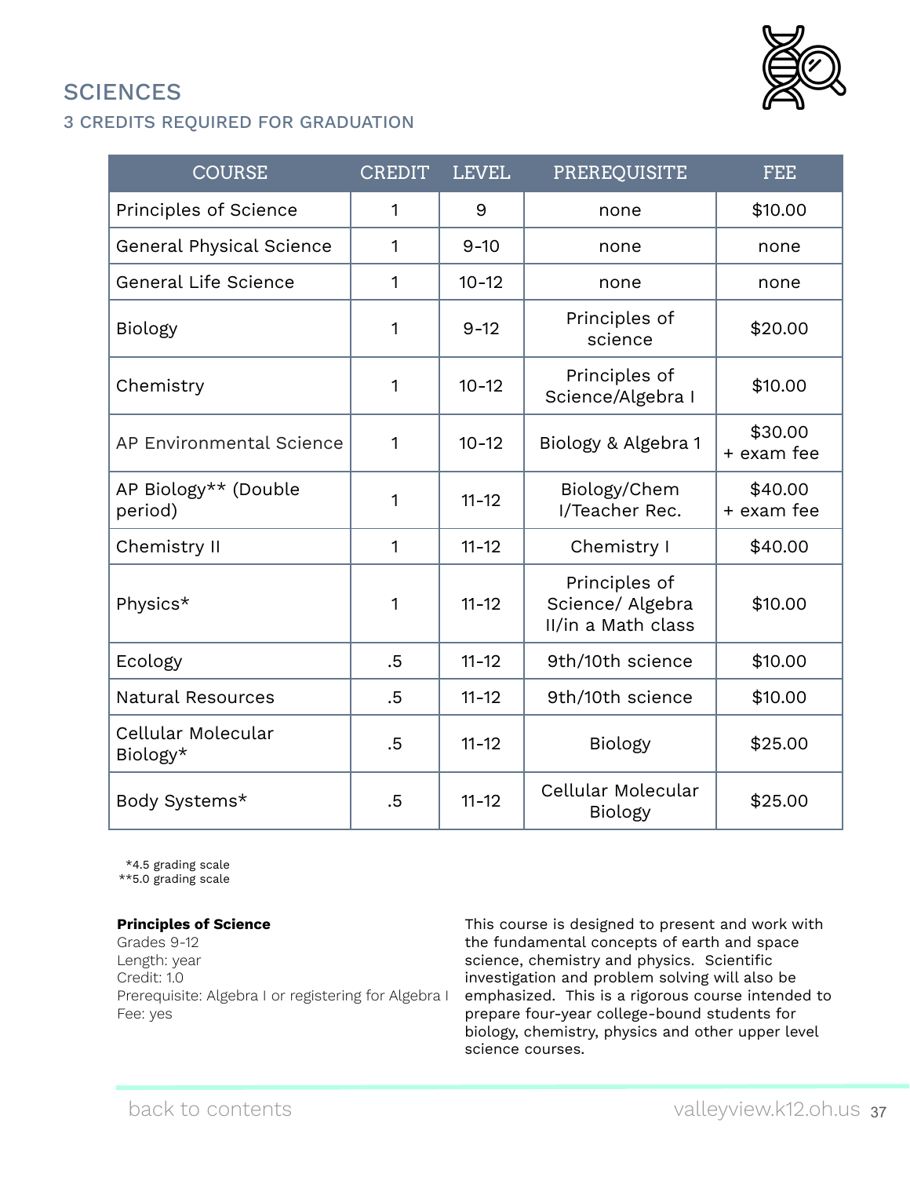## SCIENCES

### 3 CREDITS REQUIRED FOR GRADUATION

| COURSE | CREDIT | LEVEL | PREREQUISITE | FEE |
|---|---|---|---|---|
| Principles of Science | 1 | 9 | none | $10.00 |
| General Physical Science | 1 | 9-10 | none | none |
| General Life Science | 1 | 10-12 | none | none |
| Biology | 1 | 9-12 | Principles of science | $20.00 |
| Chemistry | 1 | 10-12 | Principles of Science/Algebra I | $10.00 |
| AP Environmental Science | 1 | 10-12 | Biology & Algebra 1 | $30.00 + exam fee |
| AP Biology** (Double period) | 1 | 11-12 | Biology/Chem I/Teacher Rec. | $40.00 + exam fee |
| Chemistry II | 1 | 11-12 | Chemistry I | $40.00 |
| Physics* | 1 | 11-12 | Principles of Science/ Algebra II/in a Math class | $10.00 |
| Ecology | .5 | 11-12 | 9th/10th science | $10.00 |
| Natural Resources | .5 | 11-12 | 9th/10th science | $10.00 |
| Cellular Molecular Biology* | .5 | 11-12 | Biology | $25.00 |
| Body Systems* | .5 | 11-12 | Cellular Molecular Biology | $25.00 |

*4.5 grading scale
**5.0 grading scale

**Principles of Science**
Grades 9-12
Length: year
Credit: 1.0
Prerequisite: Algebra I or registering for Algebra I
Fee: yes

This course is designed to present and work with the fundamental concepts of earth and space science, chemistry and physics. Scientific investigation and problem solving will also be emphasized. This is a rigorous course intended to prepare four-year college-bound students for biology, chemistry, physics and other upper level science courses.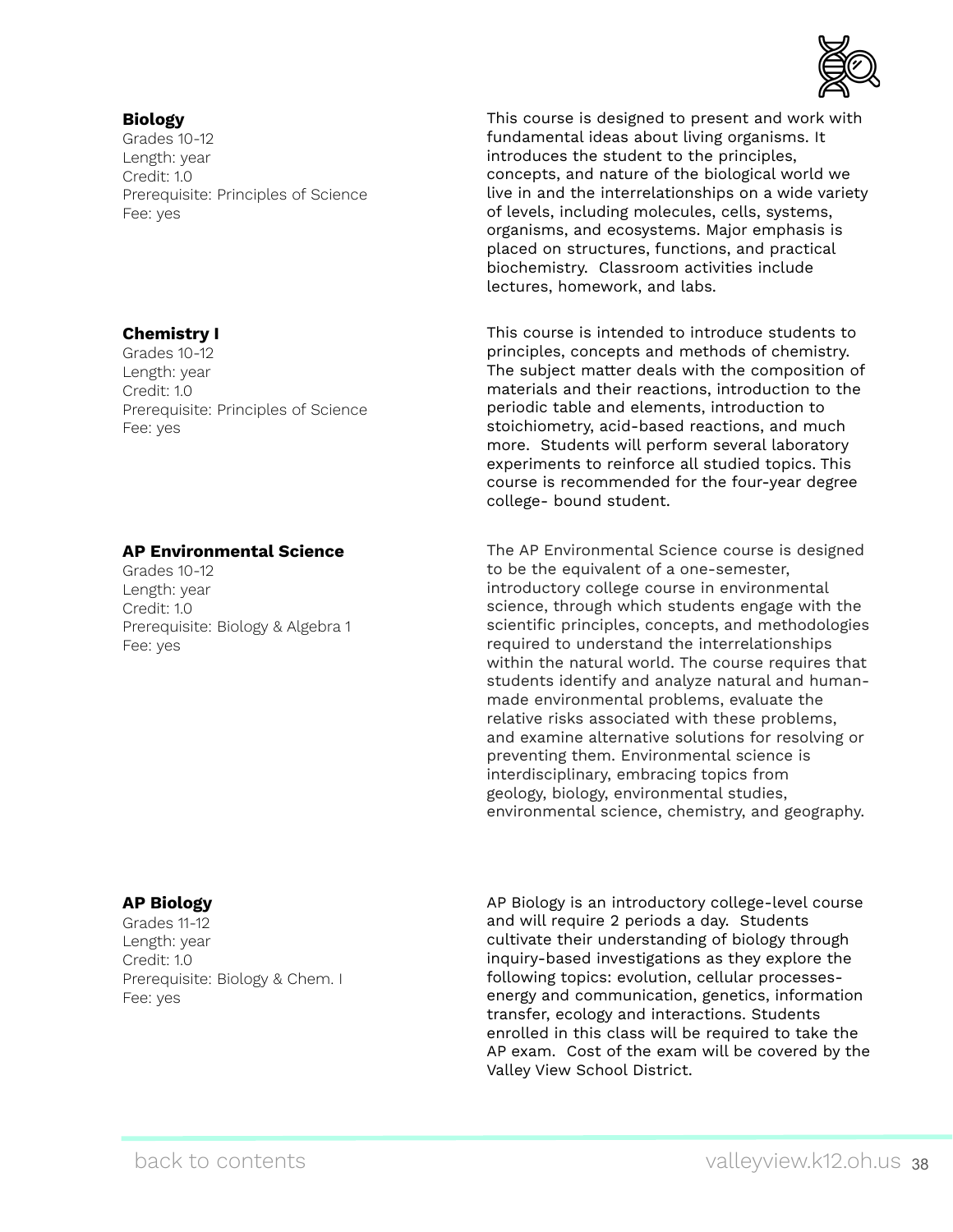**Biology**
Grades 10-12
Length: year
Credit: 1.0
Prerequisite: Principles of Science
Fee: yes

This course is designed to present and work with fundamental ideas about living organisms. It introduces the student to the principles, concepts, and nature of the biological world we live in and the interrelationships on a wide variety of levels, including molecules, cells, systems, organisms, and ecosystems. Major emphasis is placed on structures, functions, and practical biochemistry. Classroom activities include lectures, homework, and labs.

**Chemistry I**
Grades 10-12
Length: year
Credit: 1.0
Prerequisite: Principles of Science
Fee: yes

This course is intended to introduce students to principles, concepts and methods of chemistry. The subject matter deals with the composition of materials and their reactions, introduction to the periodic table and elements, introduction to stoichiometry, acid-based reactions, and much more. Students will perform several laboratory experiments to reinforce all studied topics. This course is recommended for the four-year degree college- bound student.

**AP Environmental Science**
Grades 10-12
Length: year
Credit: 1.0
Prerequisite: Biology & Algebra 1
Fee: yes

The AP Environmental Science course is designed to be the equivalent of a one-semester, introductory college course in environmental science, through which students engage with the scientific principles, concepts, and methodologies required to understand the interrelationships within the natural world. The course requires that students identify and analyze natural and human-made environmental problems, evaluate the relative risks associated with these problems, and examine alternative solutions for resolving or preventing them. Environmental science is interdisciplinary, embracing topics from geology, biology, environmental studies, environmental science, chemistry, and geography.

**AP Biology**
Grades 11-12
Length: year
Credit: 1.0
Prerequisite: Biology & Chem. I
Fee: yes

AP Biology is an introductory college-level course and will require 2 periods a day. Students cultivate their understanding of biology through inquiry-based investigations as they explore the following topics: evolution, cellular processes- energy and communication, genetics, information transfer, ecology and interactions. Students enrolled in this class will be required to take the AP exam. Cost of the exam will be covered by the Valley View School District.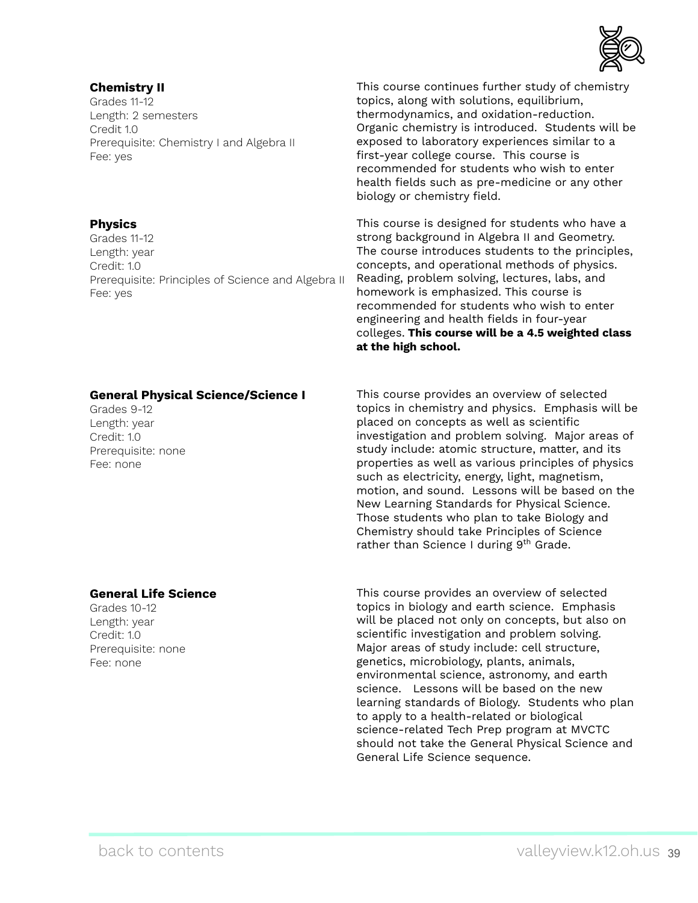### Chemistry II

Grades 11-12
Length: 2 semesters
Credit 1.0
Prerequisite: Chemistry I and Algebra II
Fee: yes

This course continues further study of chemistry topics, along with solutions, equilibrium, thermodynamics, and oxidation-reduction. Organic chemistry is introduced. Students will be exposed to laboratory experiences similar to a first-year college course. This course is recommended for students who wish to enter health fields such as pre-medicine or any other biology or chemistry field.

### Physics

Grades 11-12
Length: year
Credit: 1.0
Prerequisite: Principles of Science and Algebra II
Fee: yes

This course is designed for students who have a strong background in Algebra II and Geometry. The course introduces students to the principles, concepts, and operational methods of physics. Reading, problem solving, lectures, labs, and homework is emphasized. This course is recommended for students who wish to enter engineering and health fields in four-year colleges. **This course will be a 4.5 weighted class at the high school.**

### General Physical Science/Science I

Grades 9-12
Length: year
Credit: 1.0
Prerequisite: none
Fee: none

This course provides an overview of selected topics in chemistry and physics. Emphasis will be placed on concepts as well as scientific investigation and problem solving. Major areas of study include: atomic structure, matter, and its properties as well as various principles of physics such as electricity, energy, light, magnetism, motion, and sound. Lessons will be based on the New Learning Standards for Physical Science. Those students who plan to take Biology and Chemistry should take Principles of Science rather than Science I during 9th Grade.

### General Life Science

Grades 10-12
Length: year
Credit: 1.0
Prerequisite: none
Fee: none

This course provides an overview of selected topics in biology and earth science. Emphasis will be placed not only on concepts, but also on scientific investigation and problem solving. Major areas of study include: cell structure, genetics, microbiology, plants, animals, environmental science, astronomy, and earth science. Lessons will be based on the new learning standards of Biology. Students who plan to apply to a health-related or biological science-related Tech Prep program at MVCTC should not take the General Physical Science and General Life Science sequence.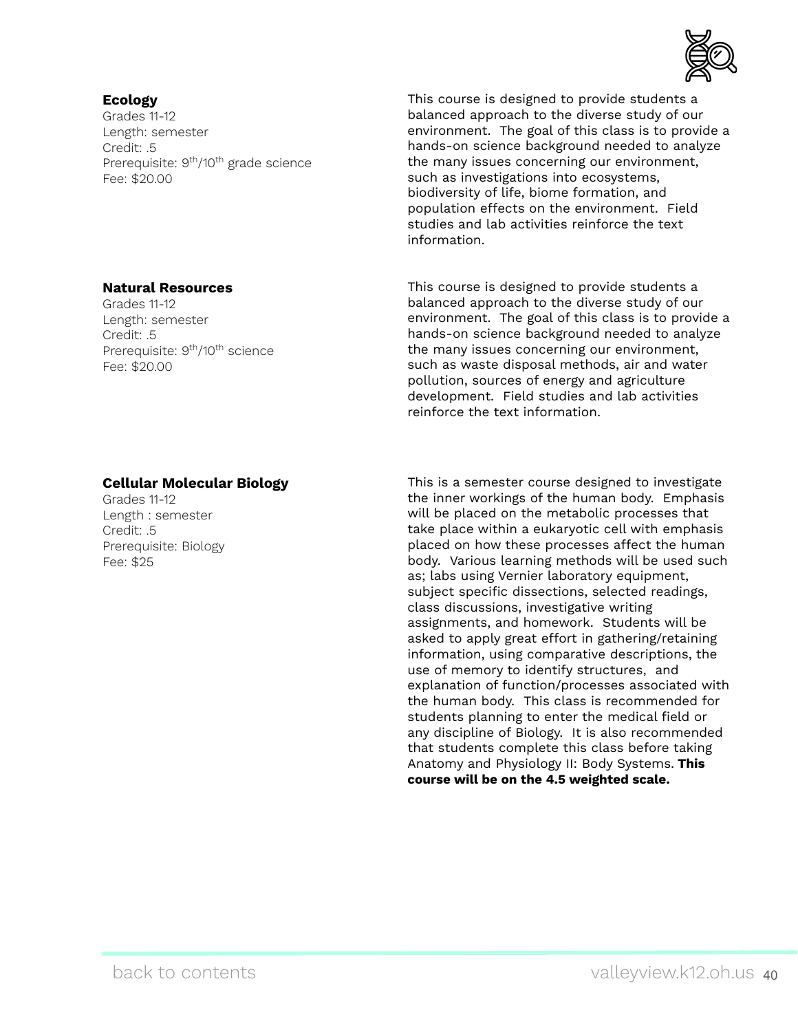**Ecology**
Grades 11-12
Length: semester
Credit: .5
Prerequisite: 9th/10th grade science
Fee: $20.00

This course is designed to provide students a balanced approach to the diverse study of our environment. The goal of this class is to provide a hands-on science background needed to analyze the many issues concerning our environment, such as investigations into ecosystems, biodiversity of life, biome formation, and population effects on the environment. Field studies and lab activities reinforce the text information.

**Natural Resources**
Grades 11-12
Length: semester
Credit: .5
Prerequisite: 9th/10th science
Fee: $20.00

This course is designed to provide students a balanced approach to the diverse study of our environment. The goal of this class is to provide a hands-on science background needed to analyze the many issues concerning our environment, such as waste disposal methods, air and water pollution, sources of energy and agriculture development. Field studies and lab activities reinforce the text information.

**Cellular Molecular Biology**
Grades 11-12
Length : semester
Credit: .5
Prerequisite: Biology
Fee: $25

This is a semester course designed to investigate the inner workings of the human body. Emphasis will be placed on the metabolic processes that take place within a eukaryotic cell with emphasis placed on how these processes affect the human body. Various learning methods will be used such as; labs using Vernier laboratory equipment, subject specific dissections, selected readings, class discussions, investigative writing assignments, and homework. Students will be asked to apply great effort in gathering/retaining information, using comparative descriptions, the use of memory to identify structures, and explanation of function/processes associated with the human body. This class is recommended for students planning to enter the medical field or any discipline of Biology. It is also recommended that students complete this class before taking Anatomy and Physiology II: Body Systems. **This course will be on the 4.5 weighted scale.**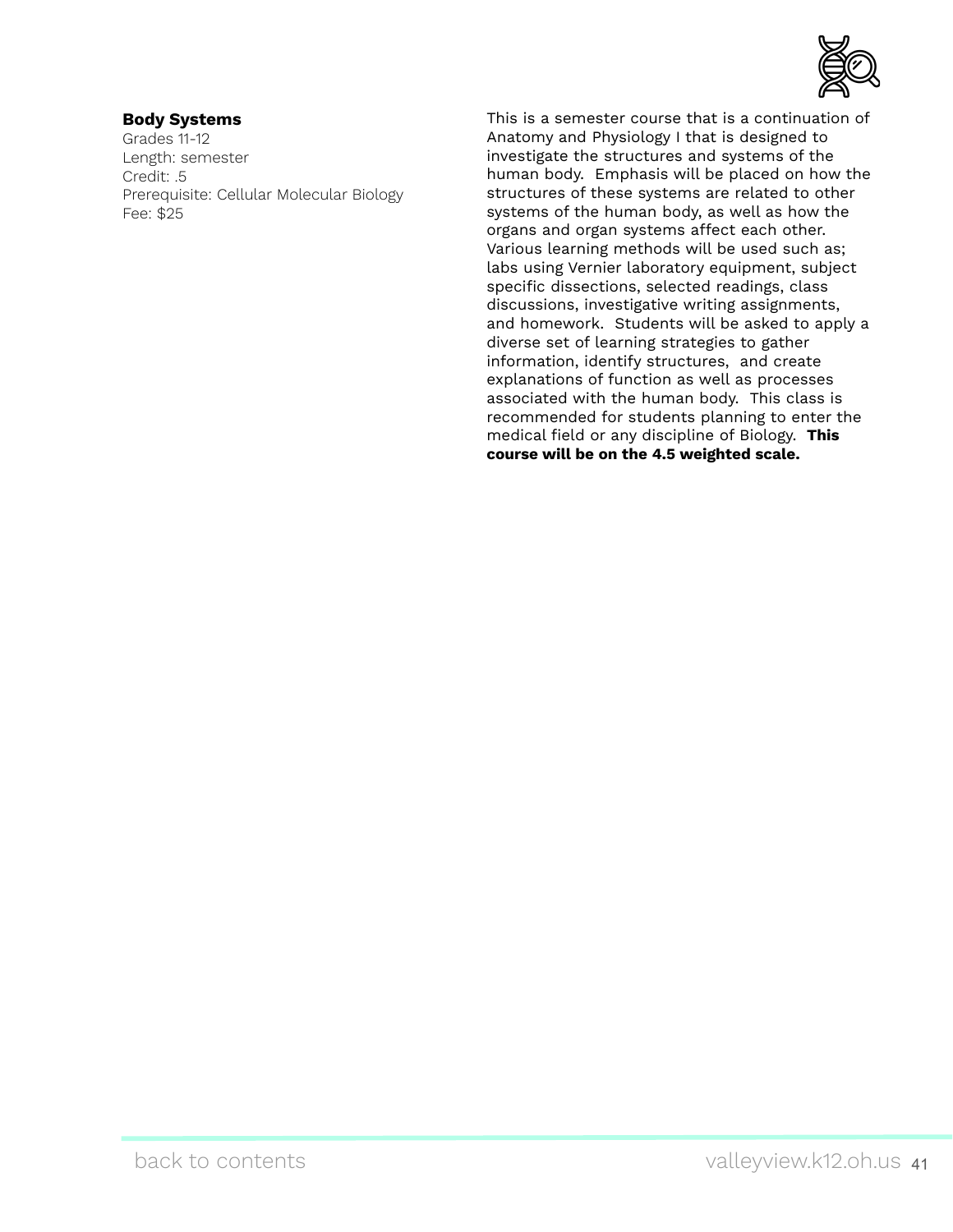**Body Systems**
Grades 11-12
Length: semester
Credit: .5
Prerequisite: Cellular Molecular Biology
Fee: $25

This is a semester course that is a continuation of Anatomy and Physiology I that is designed to investigate the structures and systems of the human body. Emphasis will be placed on how the structures of these systems are related to other systems of the human body, as well as how the organs and organ systems affect each other. Various learning methods will be used such as; labs using Vernier laboratory equipment, subject specific dissections, selected readings, class discussions, investigative writing assignments, and homework. Students will be asked to apply a diverse set of learning strategies to gather information, identify structures, and create explanations of function as well as processes associated with the human body. This class is recommended for students planning to enter the medical field or any discipline of Biology. **This course will be on the 4.5 weighted scale.**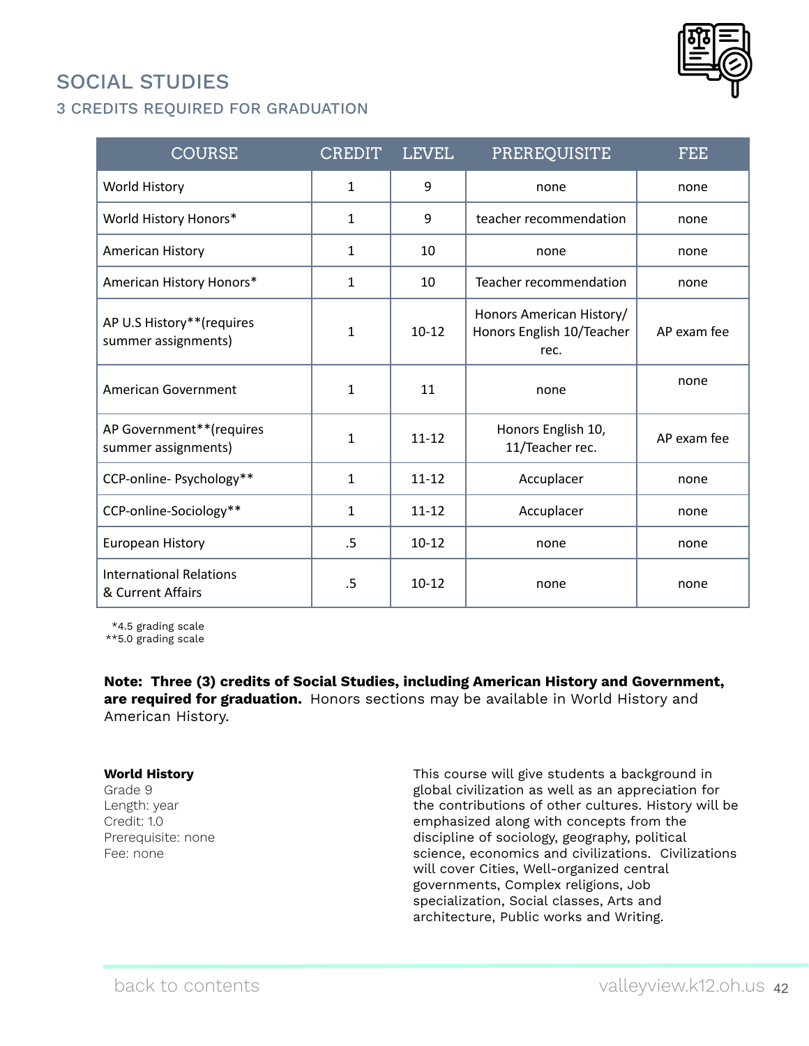## SOCIAL STUDIES

### 3 CREDITS REQUIRED FOR GRADUATION

| COURSE | CREDIT | LEVEL | PREREQUISITE | FEE |
|---|---|---|---|---|
| World History | 1 | 9 | none | none |
| World History Honors* | 1 | 9 | teacher recommendation | none |
| American History | 1 | 10 | none | none |
| American History Honors* | 1 | 10 | Teacher recommendation | none |
| AP U.S History**(requires summer assignments) | 1 | 10-12 | Honors American History/ Honors English 10/Teacher rec. | AP exam fee |
| American Government | 1 | 11 | none | none |
| AP Government**(requires summer assignments) | 1 | 11-12 | Honors English 10, 11/Teacher rec. | AP exam fee |
| CCP-online- Psychology** | 1 | 11-12 | Accuplacer | none |
| CCP-online-Sociology** | 1 | 11-12 | Accuplacer | none |
| European History | .5 | 10-12 | none | none |
| International Relations & Current Affairs | .5 | 10-12 | none | none |

*4.5 grading scale
**5.0 grading scale

**Note: Three (3) credits of Social Studies, including American History and Government, are required for graduation.** Honors sections may be available in World History and American History.

**World History**
Grade 9
Length: year
Credit: 1.0
Prerequisite: none
Fee: none

This course will give students a background in global civilization as well as an appreciation for the contributions of other cultures. History will be emphasized along with concepts from the discipline of sociology, geography, political science, economics and civilizations. Civilizations will cover Cities, Well-organized central governments, Complex religions, Job specialization, Social classes, Arts and architecture, Public works and Writing.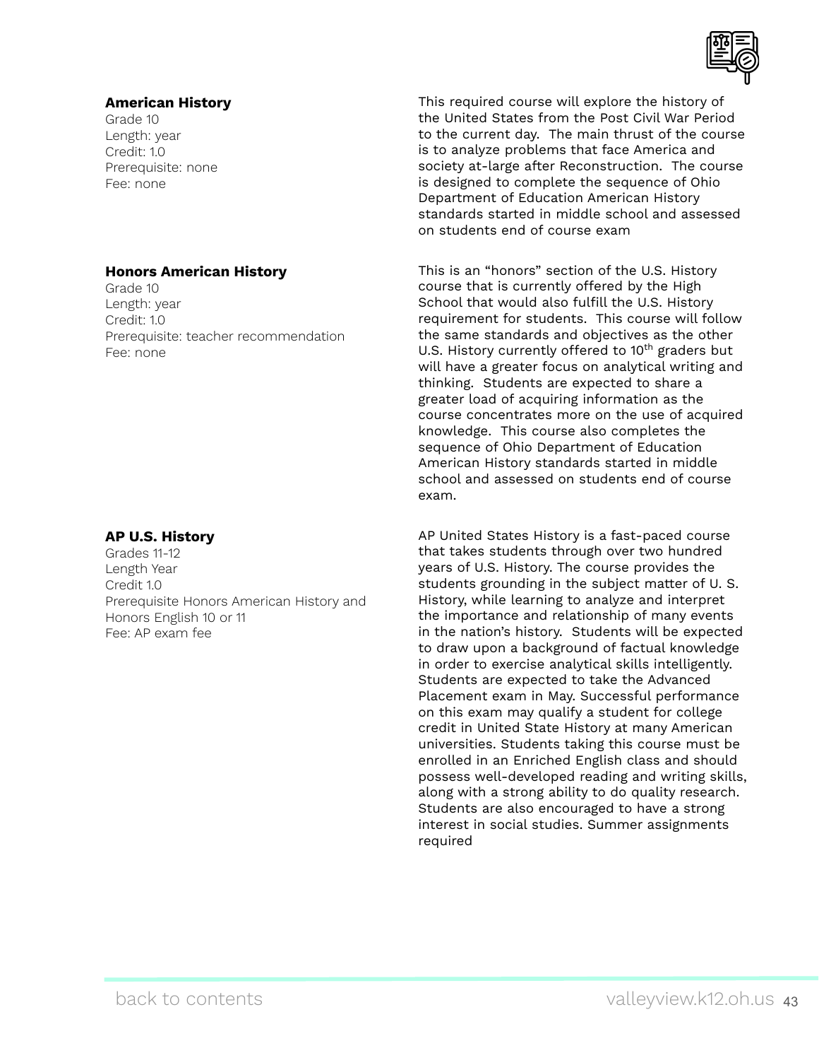### American History

Grade 10
Length: year
Credit: 1.0
Prerequisite: none
Fee: none

This required course will explore the history of the United States from the Post Civil War Period to the current day. The main thrust of the course is to analyze problems that face America and society at-large after Reconstruction. The course is designed to complete the sequence of Ohio Department of Education American History standards started in middle school and assessed on students end of course exam

### Honors American History

Grade 10
Length: year
Credit: 1.0
Prerequisite: teacher recommendation
Fee: none

This is an “honors” section of the U.S. History course that is currently offered by the High School that would also fulfill the U.S. History requirement for students. This course will follow the same standards and objectives as the other U.S. History currently offered to 10th graders but will have a greater focus on analytical writing and thinking. Students are expected to share a greater load of acquiring information as the course concentrates more on the use of acquired knowledge. This course also completes the sequence of Ohio Department of Education American History standards started in middle school and assessed on students end of course exam.

### AP U.S. History

Grades 11-12
Length Year
Credit 1.0
Prerequisite Honors American History and Honors English 10 or 11
Fee: AP exam fee

AP United States History is a fast-paced course that takes students through over two hundred years of U.S. History. The course provides the students grounding in the subject matter of U. S. History, while learning to analyze and interpret the importance and relationship of many events in the nation’s history. Students will be expected to draw upon a background of factual knowledge in order to exercise analytical skills intelligently. Students are expected to take the Advanced Placement exam in May. Successful performance on this exam may qualify a student for college credit in United State History at many American universities. Students taking this course must be enrolled in an Enriched English class and should possess well-developed reading and writing skills, along with a strong ability to do quality research. Students are also encouraged to have a strong interest in social studies. Summer assignments required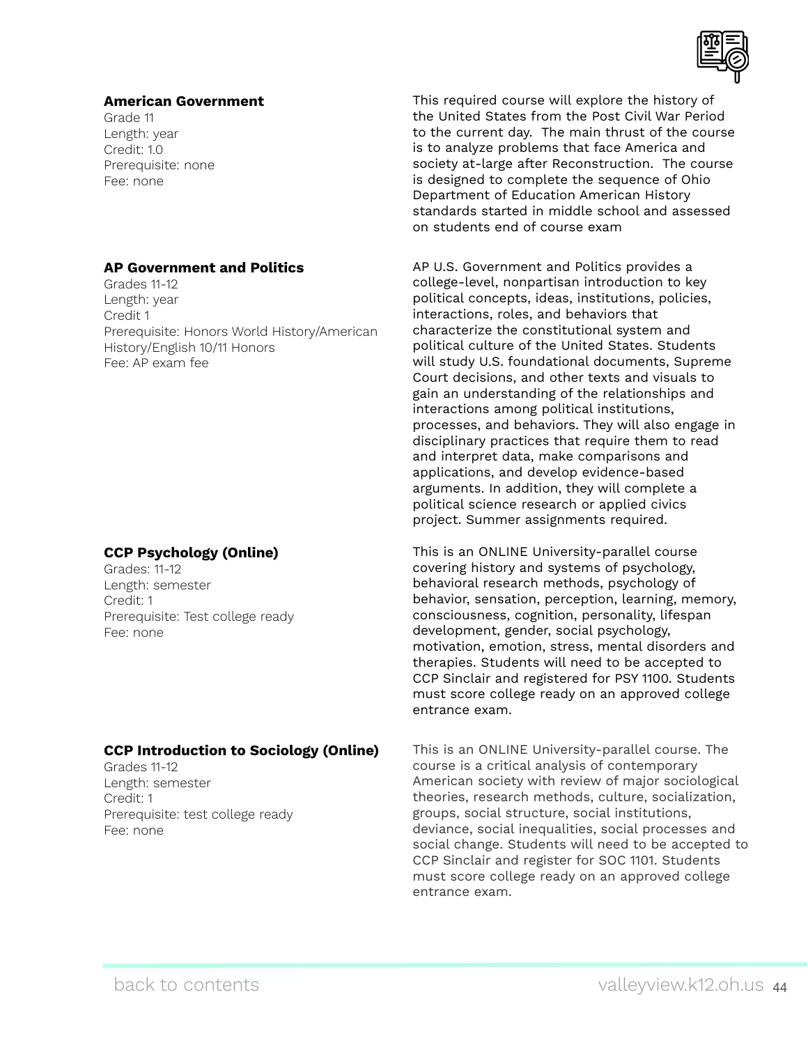### American Government

Grade 11
Length: year
Credit: 1.0
Prerequisite: none
Fee: none

This required course will explore the history of the United States from the Post Civil War Period to the current day. The main thrust of the course is to analyze problems that face America and society at-large after Reconstruction. The course is designed to complete the sequence of Ohio Department of Education American History standards started in middle school and assessed on students end of course exam

### AP Government and Politics

Grades 11-12
Length: year
Credit 1
Prerequisite: Honors World History/American History/English 10/11 Honors
Fee: AP exam fee

AP U.S. Government and Politics provides a college-level, nonpartisan introduction to key political concepts, ideas, institutions, policies, interactions, roles, and behaviors that characterize the constitutional system and political culture of the United States. Students will study U.S. foundational documents, Supreme Court decisions, and other texts and visuals to gain an understanding of the relationships and interactions among political institutions, processes, and behaviors. They will also engage in disciplinary practices that require them to read and interpret data, make comparisons and applications, and develop evidence-based arguments. In addition, they will complete a political science research or applied civics project. Summer assignments required.

### CCP Psychology (Online)

Grades: 11-12
Length: semester
Credit: 1
Prerequisite: Test college ready
Fee: none

This is an ONLINE University-parallel course covering history and systems of psychology, behavioral research methods, psychology of behavior, sensation, perception, learning, memory, consciousness, cognition, personality, lifespan development, gender, social psychology, motivation, emotion, stress, mental disorders and therapies. Students will need to be accepted to CCP Sinclair and registered for PSY 1100. Students must score college ready on an approved college entrance exam.

### CCP Introduction to Sociology (Online)

Grades 11-12
Length: semester
Credit: 1
Prerequisite: test college ready
Fee: none

This is an ONLINE University-parallel course. The course is a critical analysis of contemporary American society with review of major sociological theories, research methods, culture, socialization, groups, social structure, social institutions, deviance, social inequalities, social processes and social change. Students will need to be accepted to CCP Sinclair and register for SOC 1101. Students must score college ready on an approved college entrance exam.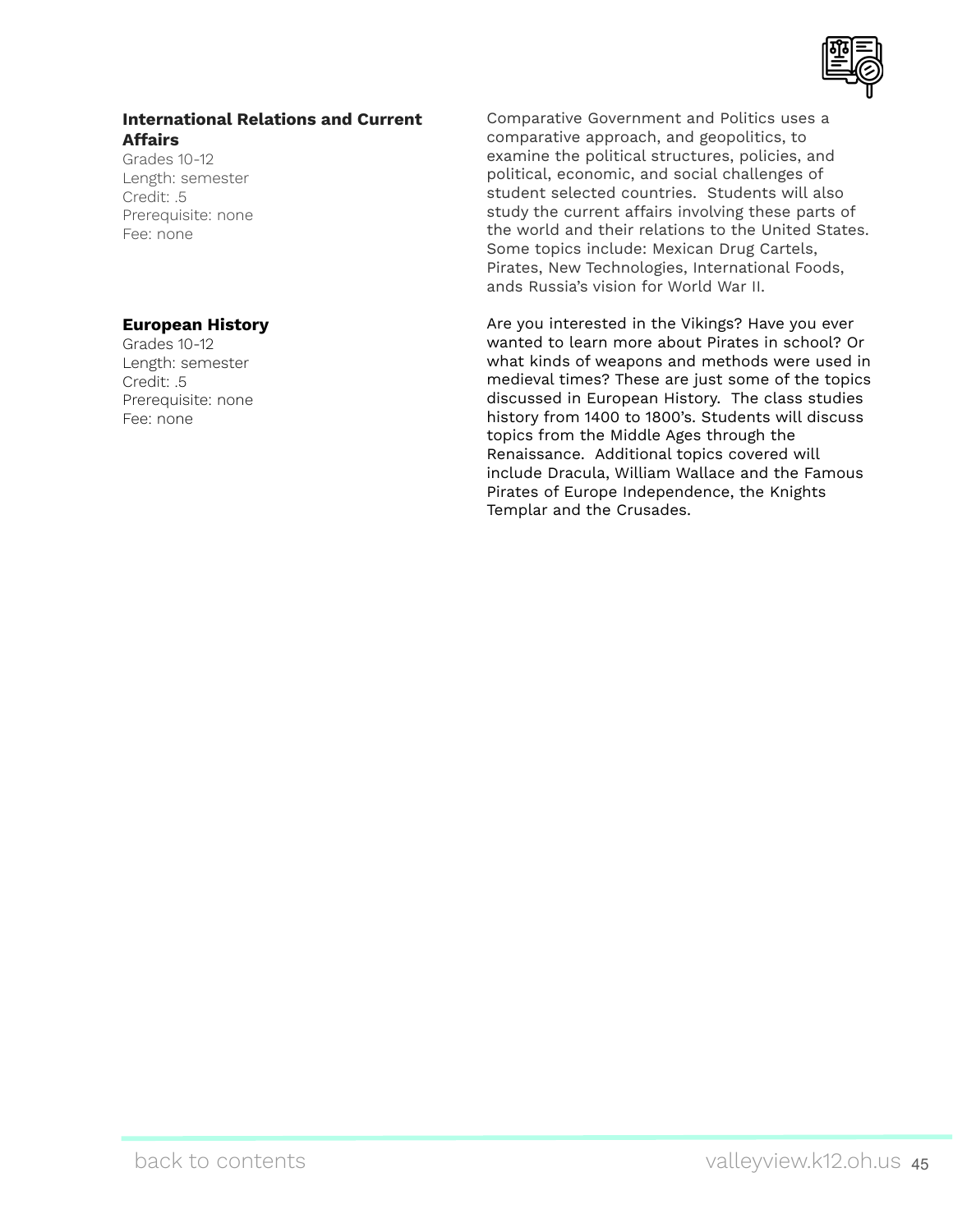### International Relations and Current Affairs

Grades 10-12
Length: semester
Credit: .5
Prerequisite: none
Fee: none

Comparative Government and Politics uses a comparative approach, and geopolitics, to examine the political structures, policies, and political, economic, and social challenges of student selected countries. Students will also study the current affairs involving these parts of the world and their relations to the United States. Some topics include: Mexican Drug Cartels, Pirates, New Technologies, International Foods, ands Russia's vision for World War II.

### European History

Grades 10-12
Length: semester
Credit: .5
Prerequisite: none
Fee: none

Are you interested in the Vikings? Have you ever wanted to learn more about Pirates in school? Or what kinds of weapons and methods were used in medieval times? These are just some of the topics discussed in European History. The class studies history from 1400 to 1800's. Students will discuss topics from the Middle Ages through the Renaissance. Additional topics covered will include Dracula, William Wallace and the Famous Pirates of Europe Independence, the Knights Templar and the Crusades.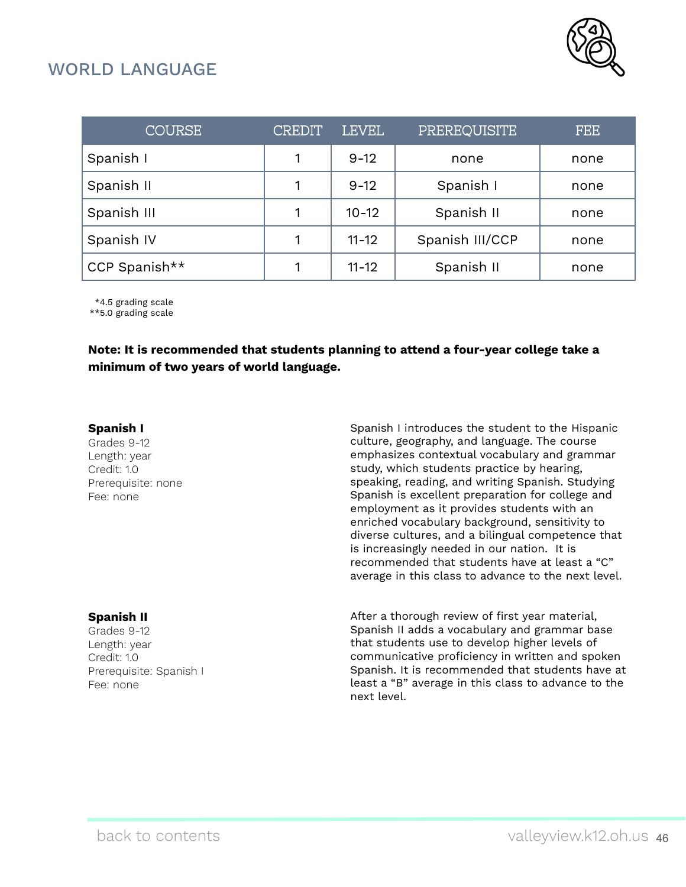## WORLD LANGUAGE

| COURSE | CREDIT | LEVEL | PREREQUISITE | FEE |
|---|---|---|---|---|
| Spanish I | 1 | 9-12 | none | none |
| Spanish II | 1 | 9-12 | Spanish I | none |
| Spanish III | 1 | 10-12 | Spanish II | none |
| Spanish IV | 1 | 11-12 | Spanish III/CCP | none |
| CCP Spanish** | 1 | 11-12 | Spanish II | none |

*4.5 grading scale
**5.0 grading scale

**Note: It is recommended that students planning to attend a four-year college take a minimum of two years of world language.**

**Spanish I**
Grades 9-12
Length: year
Credit: 1.0
Prerequisite: none
Fee: none

Spanish I introduces the student to the Hispanic culture, geography, and language. The course emphasizes contextual vocabulary and grammar study, which students practice by hearing, speaking, reading, and writing Spanish. Studying Spanish is excellent preparation for college and employment as it provides students with an enriched vocabulary background, sensitivity to diverse cultures, and a bilingual competence that is increasingly needed in our nation. It is recommended that students have at least a "C" average in this class to advance to the next level.

**Spanish II**
Grades 9-12
Length: year
Credit: 1.0
Prerequisite: Spanish I
Fee: none

After a thorough review of first year material, Spanish II adds a vocabulary and grammar base that students use to develop higher levels of communicative proficiency in written and spoken Spanish. It is recommended that students have at least a "B" average in this class to advance to the next level.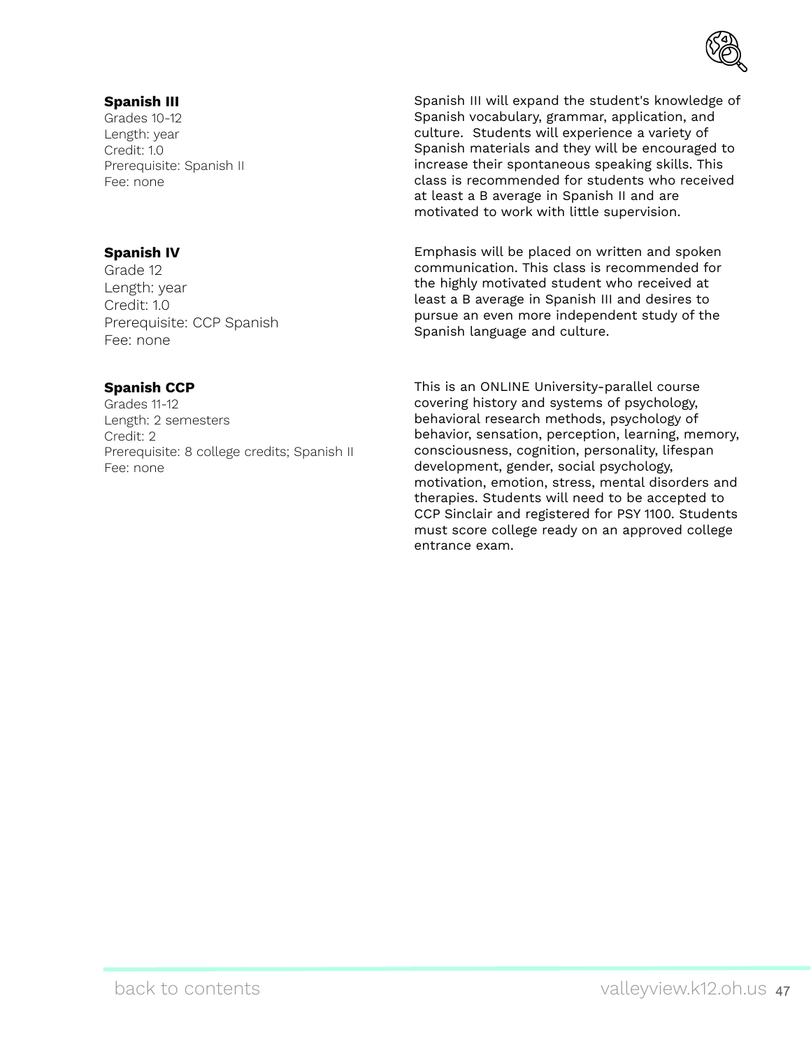**Spanish III**
Grades 10-12
Length: year
Credit: 1.0
Prerequisite: Spanish II
Fee: none

Spanish III will expand the student's knowledge of Spanish vocabulary, grammar, application, and culture. Students will experience a variety of Spanish materials and they will be encouraged to increase their spontaneous speaking skills. This class is recommended for students who received at least a B average in Spanish II and are motivated to work with little supervision.

**Spanish IV**
Grade 12
Length: year
Credit: 1.0
Prerequisite: CCP Spanish
Fee: none

Emphasis will be placed on written and spoken communication. This class is recommended for the highly motivated student who received at least a B average in Spanish III and desires to pursue an even more independent study of the Spanish language and culture.

**Spanish CCP**
Grades 11-12
Length: 2 semesters
Credit: 2
Prerequisite: 8 college credits; Spanish II
Fee: none

This is an ONLINE University-parallel course covering history and systems of psychology, behavioral research methods, psychology of behavior, sensation, perception, learning, memory, consciousness, cognition, personality, lifespan development, gender, social psychology, motivation, emotion, stress, mental disorders and therapies. Students will need to be accepted to CCP Sinclair and registered for PSY 1100. Students must score college ready on an approved college entrance exam.